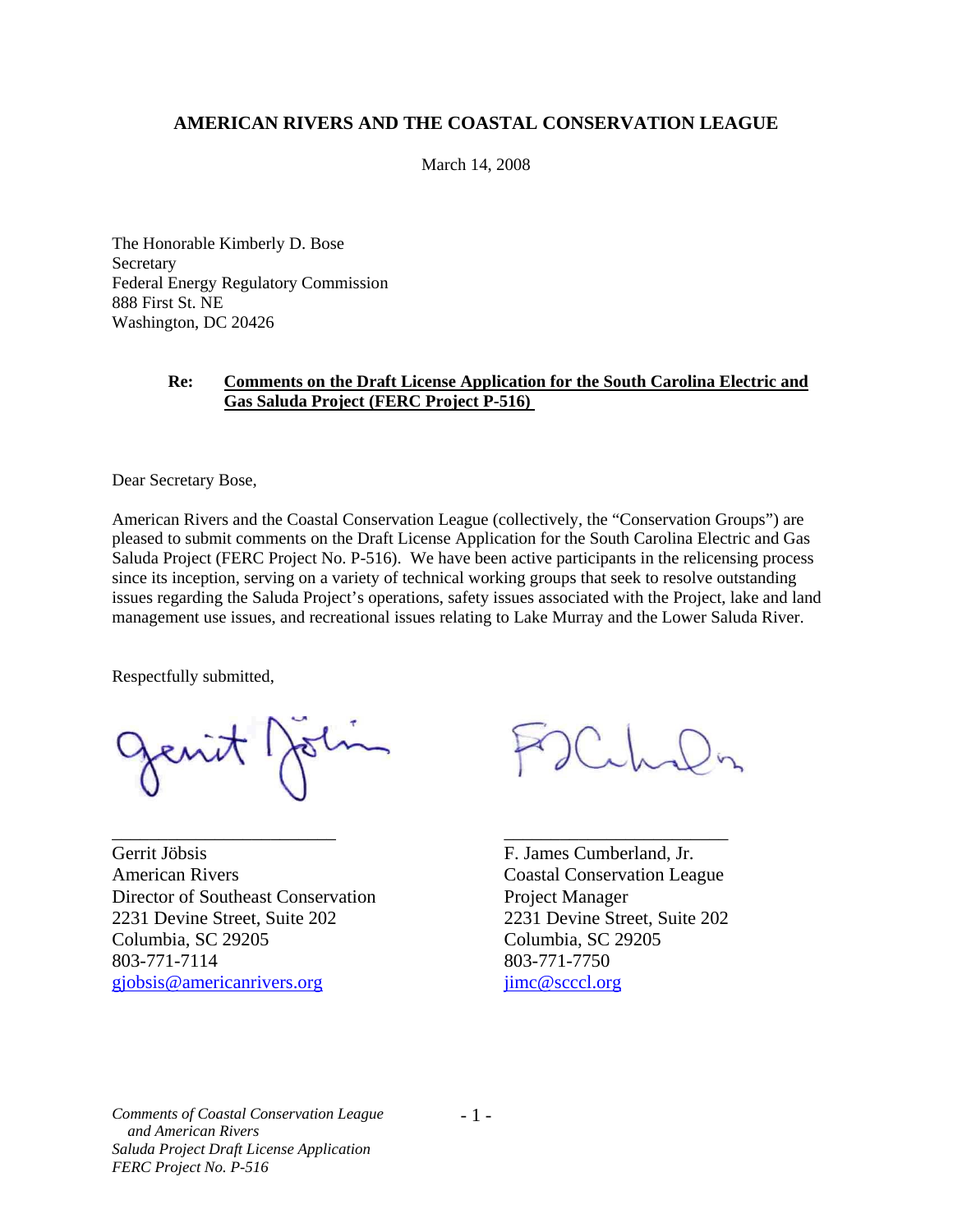**AMERICAN RIVERS AND THE COASTAL CONSERVATION LEAGUE**

March 14, 2008

The Honorable Kimberly D. Bose
Secretary
Federal Energy Regulatory Commission
888 First St. NE
Washington, DC 20426

**Re: Comments on the Draft License Application for the South Carolina Electric and Gas Saluda Project (FERC Project P-516)**

Dear Secretary Bose,

American Rivers and the Coastal Conservation League (collectively, the "Conservation Groups") are pleased to submit comments on the Draft License Application for the South Carolina Electric and Gas Saluda Project (FERC Project No. P-516). We have been active participants in the relicensing process since its inception, serving on a variety of technical working groups that seek to resolve outstanding issues regarding the Saluda Project's operations, safety issues associated with the Project, lake and land management use issues, and recreational issues relating to Lake Murray and the Lower Saluda River.

Respectfully submitted,

Gerrit Jöbsis
American Rivers
Director of Southeast Conservation
2231 Devine Street, Suite 202
Columbia, SC 29205
803-771-7114
gjobsis@americanrivers.org

F. James Cumberland, Jr.
Coastal Conservation League
Project Manager
2231 Devine Street, Suite 202
Columbia, SC 29205
803-771-7750
jimc@scccl.org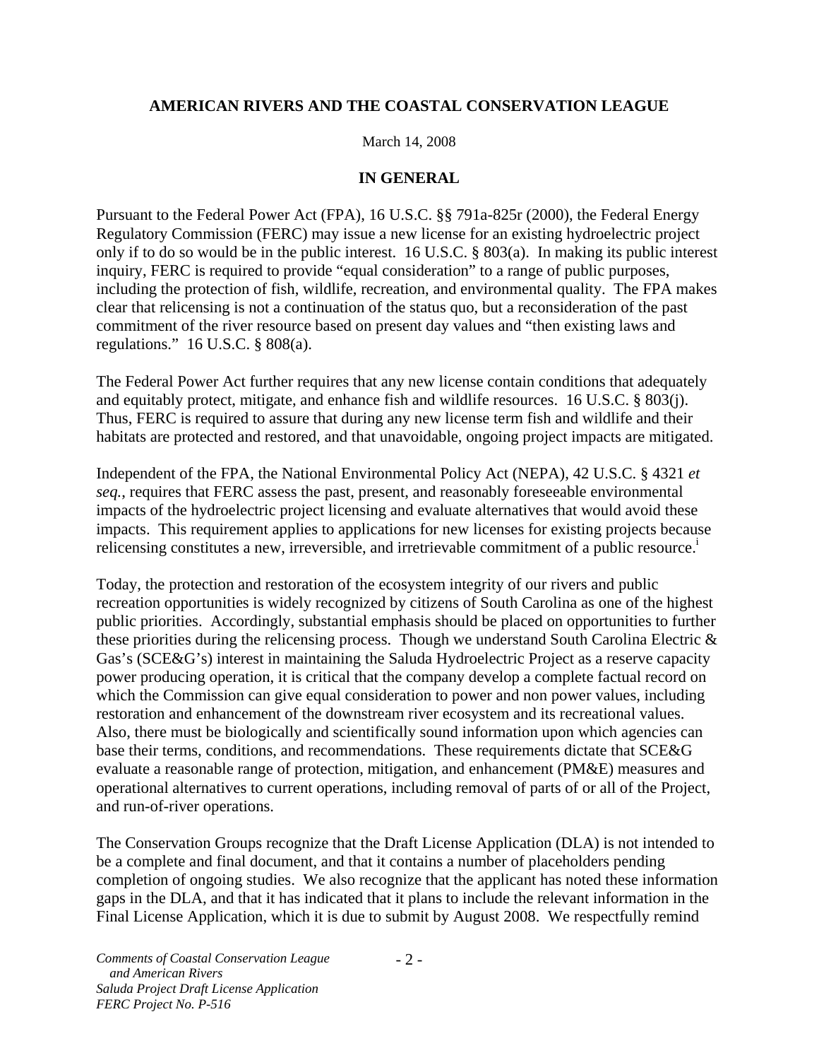**AMERICAN RIVERS AND THE COASTAL CONSERVATION LEAGUE**

March 14, 2008

**IN GENERAL**

Pursuant to the Federal Power Act (FPA), 16 U.S.C. §§ 791a-825r (2000), the Federal Energy Regulatory Commission (FERC) may issue a new license for an existing hydroelectric project only if to do so would be in the public interest. 16 U.S.C. § 803(a). In making its public interest inquiry, FERC is required to provide "equal consideration" to a range of public purposes, including the protection of fish, wildlife, recreation, and environmental quality. The FPA makes clear that relicensing is not a continuation of the status quo, but a reconsideration of the past commitment of the river resource based on present day values and "then existing laws and regulations." 16 U.S.C. § 808(a).

The Federal Power Act further requires that any new license contain conditions that adequately and equitably protect, mitigate, and enhance fish and wildlife resources. 16 U.S.C. § 803(j). Thus, FERC is required to assure that during any new license term fish and wildlife and their habitats are protected and restored, and that unavoidable, ongoing project impacts are mitigated.

Independent of the FPA, the National Environmental Policy Act (NEPA), 42 U.S.C. § 4321 *et seq.*, requires that FERC assess the past, present, and reasonably foreseeable environmental impacts of the hydroelectric project licensing and evaluate alternatives that would avoid these impacts. This requirement applies to applications for new licenses for existing projects because relicensing constitutes a new, irreversible, and irretrievable commitment of a public resource.[i]

Today, the protection and restoration of the ecosystem integrity of our rivers and public recreation opportunities is widely recognized by citizens of South Carolina as one of the highest public priorities. Accordingly, substantial emphasis should be placed on opportunities to further these priorities during the relicensing process. Though we understand South Carolina Electric & Gas's (SCE&G's) interest in maintaining the Saluda Hydroelectric Project as a reserve capacity power producing operation, it is critical that the company develop a complete factual record on which the Commission can give equal consideration to power and non power values, including restoration and enhancement of the downstream river ecosystem and its recreational values. Also, there must be biologically and scientifically sound information upon which agencies can base their terms, conditions, and recommendations. These requirements dictate that SCE&G evaluate a reasonable range of protection, mitigation, and enhancement (PM&E) measures and operational alternatives to current operations, including removal of parts of or all of the Project, and run-of-river operations.

The Conservation Groups recognize that the Draft License Application (DLA) is not intended to be a complete and final document, and that it contains a number of placeholders pending completion of ongoing studies. We also recognize that the applicant has noted these information gaps in the DLA, and that it has indicated that it plans to include the relevant information in the Final License Application, which it is due to submit by August 2008. We respectfully remind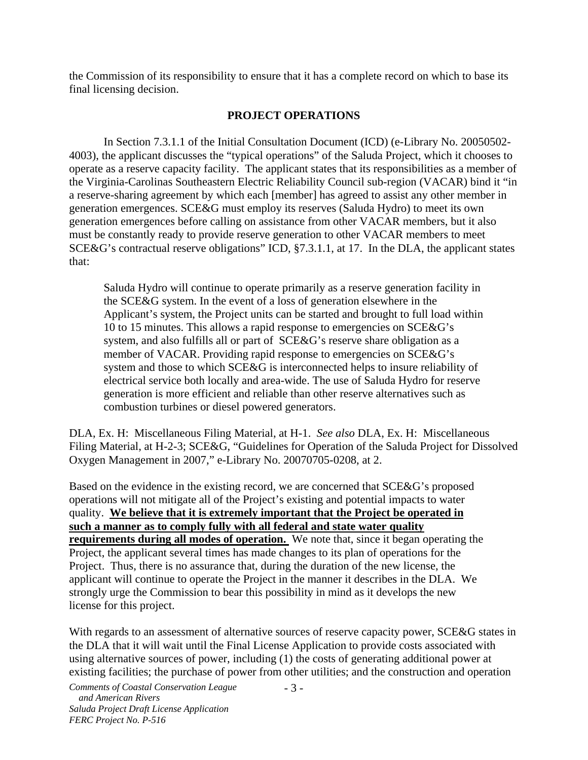the Commission of its responsibility to ensure that it has a complete record on which to base its final licensing decision.

## PROJECT OPERATIONS

In Section 7.3.1.1 of the Initial Consultation Document (ICD) (e-Library No. 20050502-4003), the applicant discusses the "typical operations" of the Saluda Project, which it chooses to operate as a reserve capacity facility. The applicant states that its responsibilities as a member of the Virginia-Carolinas Southeastern Electric Reliability Council sub-region (VACAR) bind it "in a reserve-sharing agreement by which each [member] has agreed to assist any other member in generation emergences. SCE&G must employ its reserves (Saluda Hydro) to meet its own generation emergences before calling on assistance from other VACAR members, but it also must be constantly ready to provide reserve generation to other VACAR members to meet SCE&G's contractual reserve obligations" ICD, §7.3.1.1, at 17. In the DLA, the applicant states that:

> Saluda Hydro will continue to operate primarily as a reserve generation facility in the SCE&G system. In the event of a loss of generation elsewhere in the Applicant's system, the Project units can be started and brought to full load within 10 to 15 minutes. This allows a rapid response to emergencies on SCE&G's system, and also fulfills all or part of SCE&G's reserve share obligation as a member of VACAR. Providing rapid response to emergencies on SCE&G's system and those to which SCE&G is interconnected helps to insure reliability of electrical service both locally and area-wide. The use of Saluda Hydro for reserve generation is more efficient and reliable than other reserve alternatives such as combustion turbines or diesel powered generators.

DLA, Ex. H: Miscellaneous Filing Material, at H-1. *See also* DLA, Ex. H: Miscellaneous Filing Material, at H-2-3; SCE&G, "Guidelines for Operation of the Saluda Project for Dissolved Oxygen Management in 2007," e-Library No. 20070705-0208, at 2.

Based on the evidence in the existing record, we are concerned that SCE&G's proposed operations will not mitigate all of the Project's existing and potential impacts to water quality. **<u>We believe that it is extremely important that the Project be operated in such a manner as to comply fully with all federal and state water quality requirements during all modes of operation.</u>** We note that, since it began operating the Project, the applicant several times has made changes to its plan of operations for the Project. Thus, there is no assurance that, during the duration of the new license, the applicant will continue to operate the Project in the manner it describes in the DLA. We strongly urge the Commission to bear this possibility in mind as it develops the new license for this project.

With regards to an assessment of alternative sources of reserve capacity power, SCE&G states in the DLA that it will wait until the Final License Application to provide costs associated with using alternative sources of power, including (1) the costs of generating additional power at existing facilities; the purchase of power from other utilities; and the construction and operation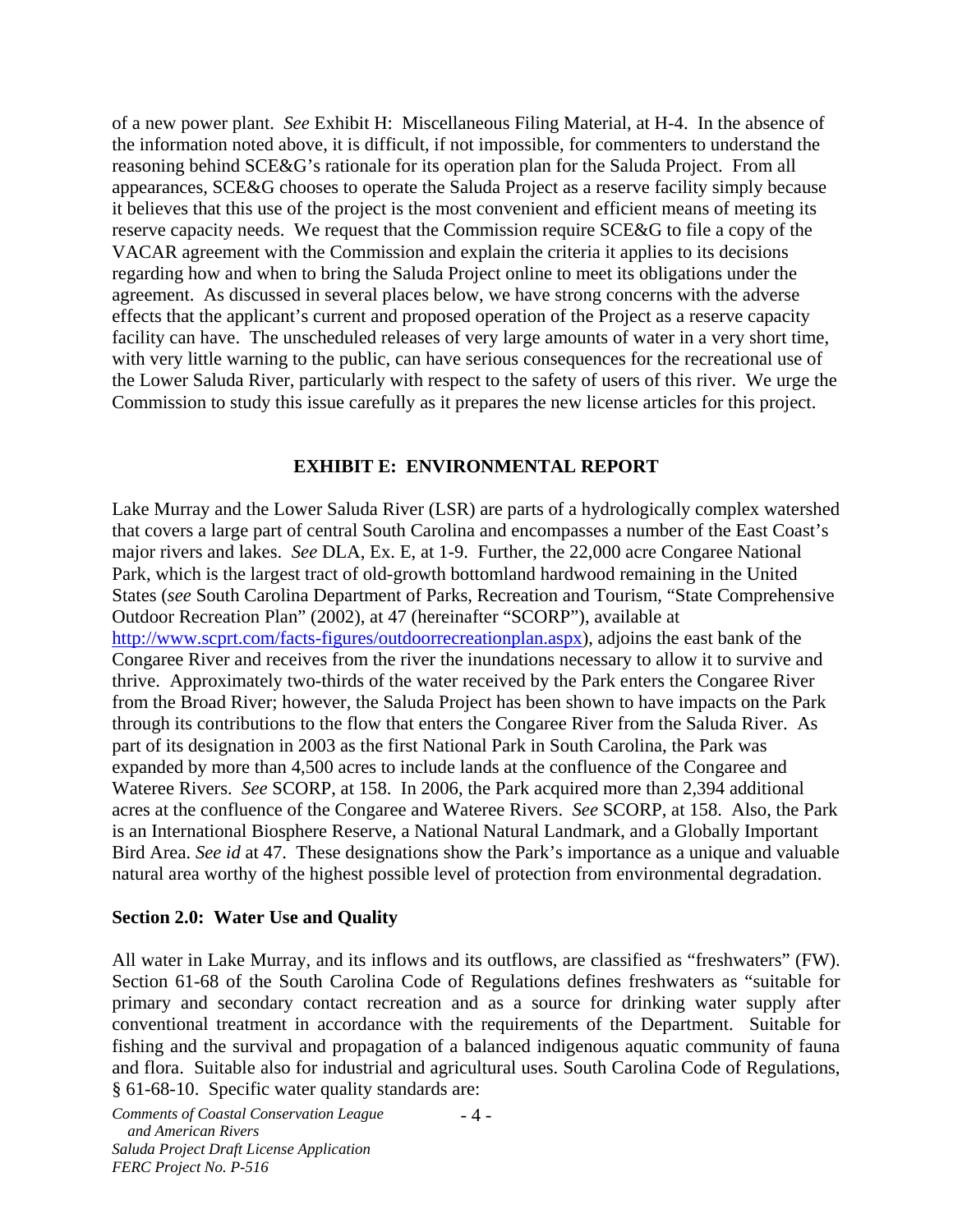of a new power plant. *See* Exhibit H: Miscellaneous Filing Material, at H-4. In the absence of the information noted above, it is difficult, if not impossible, for commenters to understand the reasoning behind SCE&G's rationale for its operation plan for the Saluda Project. From all appearances, SCE&G chooses to operate the Saluda Project as a reserve facility simply because it believes that this use of the project is the most convenient and efficient means of meeting its reserve capacity needs. We request that the Commission require SCE&G to file a copy of the VACAR agreement with the Commission and explain the criteria it applies to its decisions regarding how and when to bring the Saluda Project online to meet its obligations under the agreement. As discussed in several places below, we have strong concerns with the adverse effects that the applicant's current and proposed operation of the Project as a reserve capacity facility can have. The unscheduled releases of very large amounts of water in a very short time, with very little warning to the public, can have serious consequences for the recreational use of the Lower Saluda River, particularly with respect to the safety of users of this river. We urge the Commission to study this issue carefully as it prepares the new license articles for this project.

## EXHIBIT E: ENVIRONMENTAL REPORT

Lake Murray and the Lower Saluda River (LSR) are parts of a hydrologically complex watershed that covers a large part of central South Carolina and encompasses a number of the East Coast's major rivers and lakes. *See* DLA, Ex. E, at 1-9. Further, the 22,000 acre Congaree National Park, which is the largest tract of old-growth bottomland hardwood remaining in the United States (*see* South Carolina Department of Parks, Recreation and Tourism, "State Comprehensive Outdoor Recreation Plan" (2002), at 47 (hereinafter "SCORP"), available at http://www.scprt.com/facts-figures/outdoorrecreationplan.aspx), adjoins the east bank of the Congaree River and receives from the river the inundations necessary to allow it to survive and thrive. Approximately two-thirds of the water received by the Park enters the Congaree River from the Broad River; however, the Saluda Project has been shown to have impacts on the Park through its contributions to the flow that enters the Congaree River from the Saluda River. As part of its designation in 2003 as the first National Park in South Carolina, the Park was expanded by more than 4,500 acres to include lands at the confluence of the Congaree and Wateree Rivers. *See* SCORP, at 158. In 2006, the Park acquired more than 2,394 additional acres at the confluence of the Congaree and Wateree Rivers. *See* SCORP, at 158. Also, the Park is an International Biosphere Reserve, a National Natural Landmark, and a Globally Important Bird Area. *See id* at 47. These designations show the Park's importance as a unique and valuable natural area worthy of the highest possible level of protection from environmental degradation.

### Section 2.0: Water Use and Quality

All water in Lake Murray, and its inflows and its outflows, are classified as "freshwaters" (FW). Section 61-68 of the South Carolina Code of Regulations defines freshwaters as "suitable for primary and secondary contact recreation and as a source for drinking water supply after conventional treatment in accordance with the requirements of the Department. Suitable for fishing and the survival and propagation of a balanced indigenous aquatic community of fauna and flora. Suitable also for industrial and agricultural uses. South Carolina Code of Regulations, § 61-68-10. Specific water quality standards are: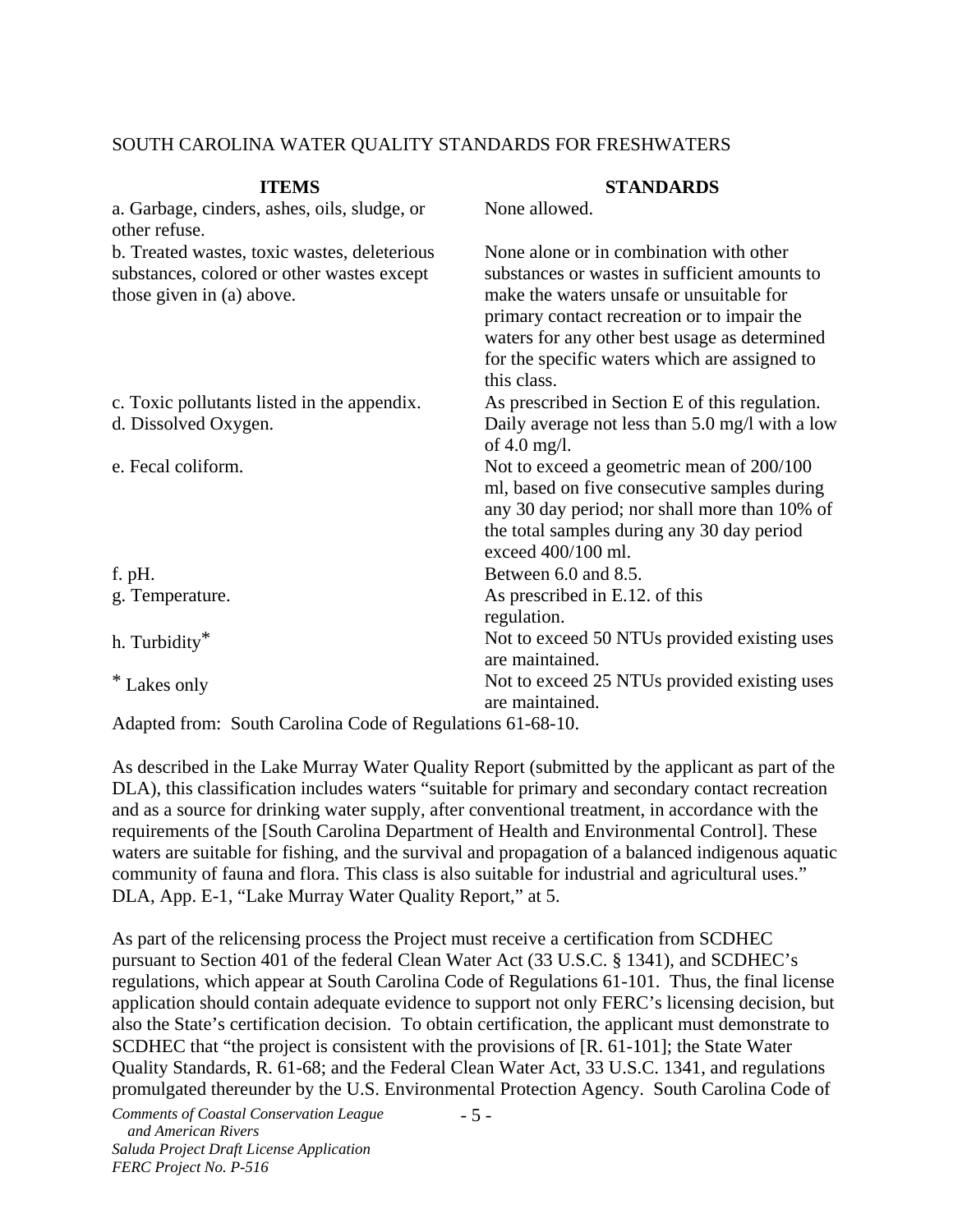SOUTH CAROLINA WATER QUALITY STANDARDS FOR FRESHWATERS

| ITEMS | STANDARDS |
|---|---|
| a. Garbage, cinders, ashes, oils, sludge, or other refuse. | None allowed. |
| b. Treated wastes, toxic wastes, deleterious substances, colored or other wastes except those given in (a) above. | None alone or in combination with other substances or wastes in sufficient amounts to make the waters unsafe or unsuitable for primary contact recreation or to impair the waters for any other best usage as determined for the specific waters which are assigned to this class. |
| c. Toxic pollutants listed in the appendix. | As prescribed in Section E of this regulation. |
| d. Dissolved Oxygen. | Daily average not less than 5.0 mg/l with a low of 4.0 mg/l. |
| e. Fecal coliform. | Not to exceed a geometric mean of 200/100 ml, based on five consecutive samples during any 30 day period; nor shall more than 10% of the total samples during any 30 day period exceed 400/100 ml. |
| f. pH. | Between 6.0 and 8.5. |
| g. Temperature. | As prescribed in E.12. of this regulation. |
| h. Turbidity* | Not to exceed 50 NTUs provided existing uses are maintained. |
| * Lakes only | Not to exceed 25 NTUs provided existing uses are maintained. |

Adapted from: South Carolina Code of Regulations 61-68-10.

As described in the Lake Murray Water Quality Report (submitted by the applicant as part of the DLA), this classification includes waters "suitable for primary and secondary contact recreation and as a source for drinking water supply, after conventional treatment, in accordance with the requirements of the [South Carolina Department of Health and Environmental Control]. These waters are suitable for fishing, and the survival and propagation of a balanced indigenous aquatic community of fauna and flora. This class is also suitable for industrial and agricultural uses." DLA, App. E-1, "Lake Murray Water Quality Report," at 5.

As part of the relicensing process the Project must receive a certification from SCDHEC pursuant to Section 401 of the federal Clean Water Act (33 U.S.C. § 1341), and SCDHEC's regulations, which appear at South Carolina Code of Regulations 61-101. Thus, the final license application should contain adequate evidence to support not only FERC's licensing decision, but also the State's certification decision. To obtain certification, the applicant must demonstrate to SCDHEC that "the project is consistent with the provisions of [R. 61-101]; the State Water Quality Standards, R. 61-68; and the Federal Clean Water Act, 33 U.S.C. 1341, and regulations promulgated thereunder by the U.S. Environmental Protection Agency. South Carolina Code of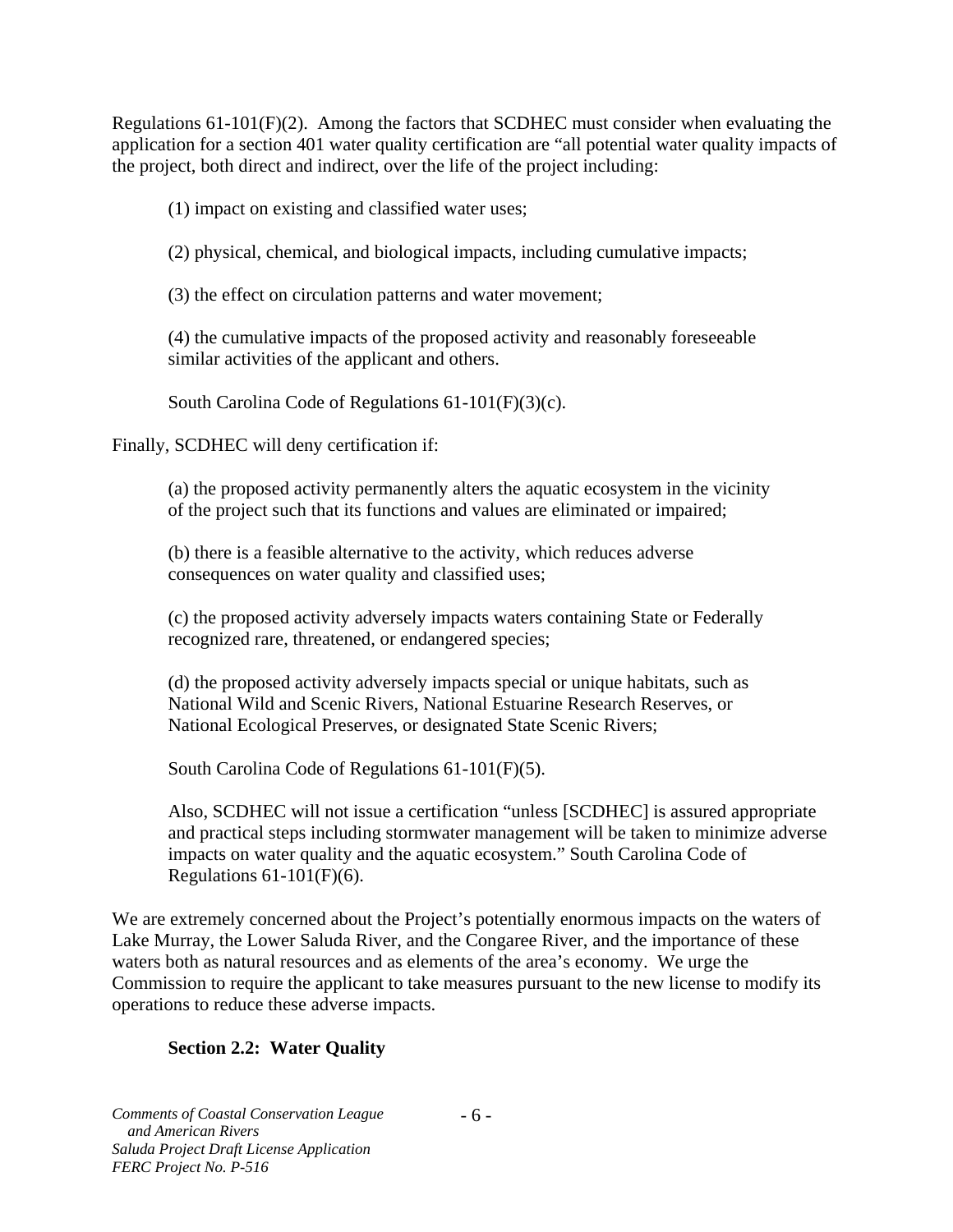Regulations 61-101(F)(2). Among the factors that SCDHEC must consider when evaluating the application for a section 401 water quality certification are "all potential water quality impacts of the project, both direct and indirect, over the life of the project including:

> (1) impact on existing and classified water uses;
>
> (2) physical, chemical, and biological impacts, including cumulative impacts;
>
> (3) the effect on circulation patterns and water movement;
>
> (4) the cumulative impacts of the proposed activity and reasonably foreseeable similar activities of the applicant and others.
>
> South Carolina Code of Regulations 61-101(F)(3)(c).

Finally, SCDHEC will deny certification if:

> (a) the proposed activity permanently alters the aquatic ecosystem in the vicinity of the project such that its functions and values are eliminated or impaired;
>
> (b) there is a feasible alternative to the activity, which reduces adverse consequences on water quality and classified uses;
>
> (c) the proposed activity adversely impacts waters containing State or Federally recognized rare, threatened, or endangered species;
>
> (d) the proposed activity adversely impacts special or unique habitats, such as National Wild and Scenic Rivers, National Estuarine Research Reserves, or National Ecological Preserves, or designated State Scenic Rivers;
>
> South Carolina Code of Regulations 61-101(F)(5).
>
> Also, SCDHEC will not issue a certification "unless [SCDHEC] is assured appropriate and practical steps including stormwater management will be taken to minimize adverse impacts on water quality and the aquatic ecosystem." South Carolina Code of Regulations 61-101(F)(6).

We are extremely concerned about the Project's potentially enormous impacts on the waters of Lake Murray, the Lower Saluda River, and the Congaree River, and the importance of these waters both as natural resources and as elements of the area's economy. We urge the Commission to require the applicant to take measures pursuant to the new license to modify its operations to reduce these adverse impacts.

### Section 2.2: Water Quality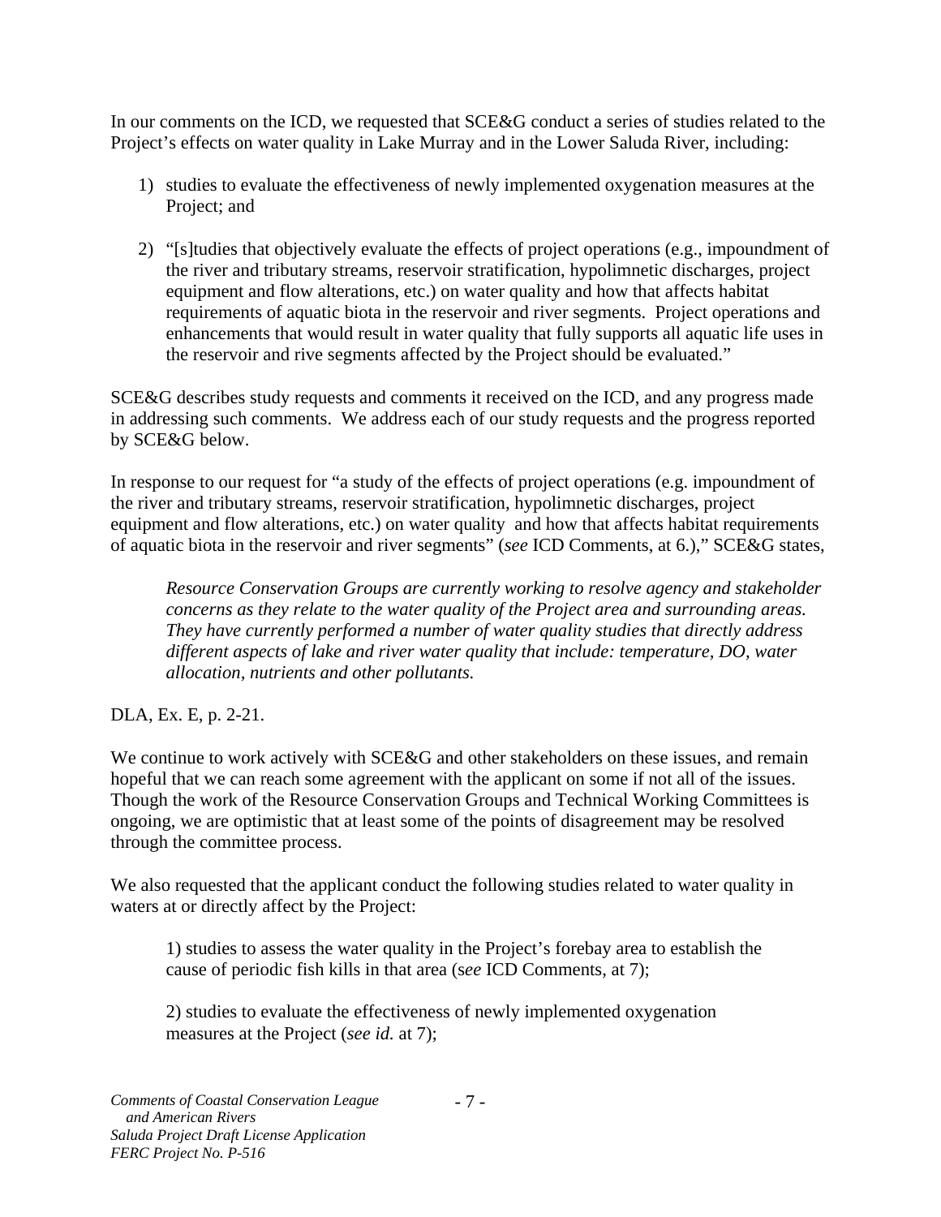In our comments on the ICD, we requested that SCE&G conduct a series of studies related to the Project's effects on water quality in Lake Murray and in the Lower Saluda River, including:

1) studies to evaluate the effectiveness of newly implemented oxygenation measures at the Project; and

2) "[s]tudies that objectively evaluate the effects of project operations (e.g., impoundment of the river and tributary streams, reservoir stratification, hypolimnetic discharges, project equipment and flow alterations, etc.) on water quality and how that affects habitat requirements of aquatic biota in the reservoir and river segments. Project operations and enhancements that would result in water quality that fully supports all aquatic life uses in the reservoir and rive segments affected by the Project should be evaluated."

SCE&G describes study requests and comments it received on the ICD, and any progress made in addressing such comments. We address each of our study requests and the progress reported by SCE&G below.

In response to our request for "a study of the effects of project operations (e.g. impoundment of the river and tributary streams, reservoir stratification, hypolimnetic discharges, project equipment and flow alterations, etc.) on water quality and how that affects habitat requirements of aquatic biota in the reservoir and river segments" (*see* ICD Comments, at 6.)," SCE&G states,

> *Resource Conservation Groups are currently working to resolve agency and stakeholder concerns as they relate to the water quality of the Project area and surrounding areas. They have currently performed a number of water quality studies that directly address different aspects of lake and river water quality that include: temperature, DO, water allocation, nutrients and other pollutants.*

DLA, Ex. E, p. 2-21.

We continue to work actively with SCE&G and other stakeholders on these issues, and remain hopeful that we can reach some agreement with the applicant on some if not all of the issues. Though the work of the Resource Conservation Groups and Technical Working Committees is ongoing, we are optimistic that at least some of the points of disagreement may be resolved through the committee process.

We also requested that the applicant conduct the following studies related to water quality in waters at or directly affect by the Project:

> 1) studies to assess the water quality in the Project's forebay area to establish the cause of periodic fish kills in that area (s*ee* ICD Comments, at 7);
>
> 2) studies to evaluate the effectiveness of newly implemented oxygenation measures at the Project (*see id.* at 7);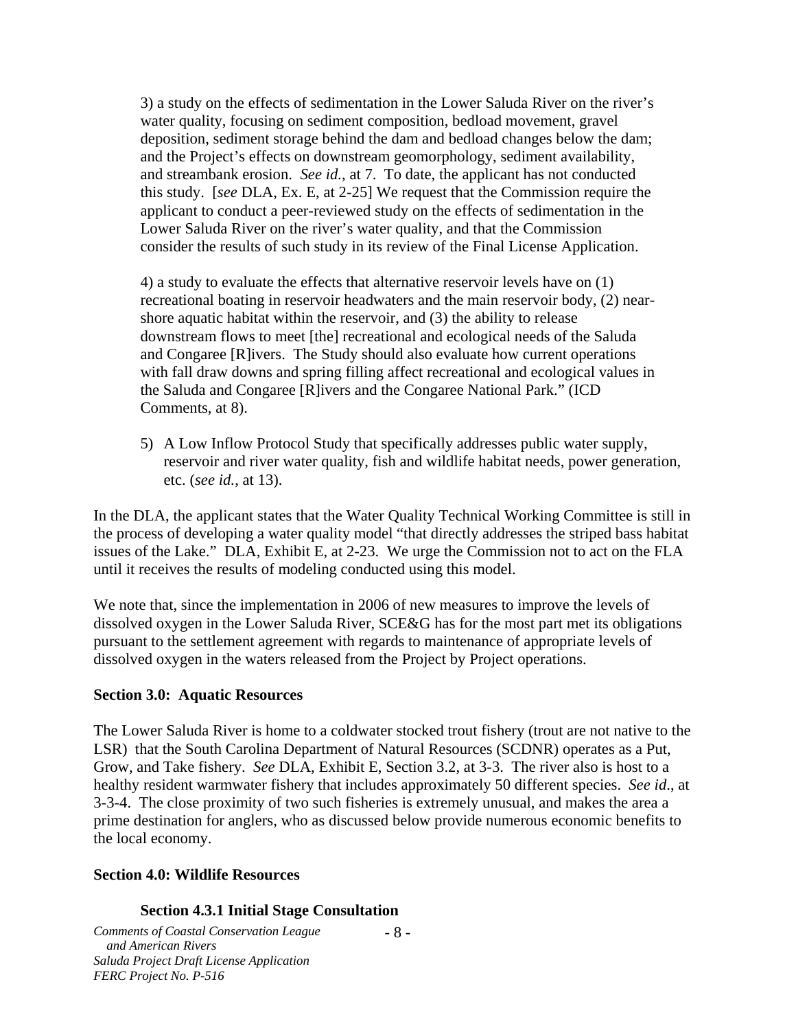3) a study on the effects of sedimentation in the Lower Saluda River on the river's water quality, focusing on sediment composition, bedload movement, gravel deposition, sediment storage behind the dam and bedload changes below the dam; and the Project's effects on downstream geomorphology, sediment availability, and streambank erosion. *See id.*, at 7. To date, the applicant has not conducted this study. [*see* DLA, Ex. E, at 2-25] We request that the Commission require the applicant to conduct a peer-reviewed study on the effects of sedimentation in the Lower Saluda River on the river's water quality, and that the Commission consider the results of such study in its review of the Final License Application.

4) a study to evaluate the effects that alternative reservoir levels have on (1) recreational boating in reservoir headwaters and the main reservoir body, (2) near-shore aquatic habitat within the reservoir, and (3) the ability to release downstream flows to meet [the] recreational and ecological needs of the Saluda and Congaree [R]ivers. The Study should also evaluate how current operations with fall draw downs and spring filling affect recreational and ecological values in the Saluda and Congaree [R]ivers and the Congaree National Park." (ICD Comments, at 8).

5) A Low Inflow Protocol Study that specifically addresses public water supply, reservoir and river water quality, fish and wildlife habitat needs, power generation, etc. (*see id.*, at 13).

In the DLA, the applicant states that the Water Quality Technical Working Committee is still in the process of developing a water quality model "that directly addresses the striped bass habitat issues of the Lake." DLA, Exhibit E, at 2-23. We urge the Commission not to act on the FLA until it receives the results of modeling conducted using this model.

We note that, since the implementation in 2006 of new measures to improve the levels of dissolved oxygen in the Lower Saluda River, SCE&G has for the most part met its obligations pursuant to the settlement agreement with regards to maintenance of appropriate levels of dissolved oxygen in the waters released from the Project by Project operations.

**Section 3.0: Aquatic Resources**

The Lower Saluda River is home to a coldwater stocked trout fishery (trout are not native to the LSR) that the South Carolina Department of Natural Resources (SCDNR) operates as a Put, Grow, and Take fishery. *See* DLA, Exhibit E, Section 3.2, at 3-3. The river also is host to a healthy resident warmwater fishery that includes approximately 50 different species. *See id*., at 3-3-4. The close proximity of two such fisheries is extremely unusual, and makes the area a prime destination for anglers, who as discussed below provide numerous economic benefits to the local economy.

**Section 4.0: Wildlife Resources**

**Section 4.3.1 Initial Stage Consultation**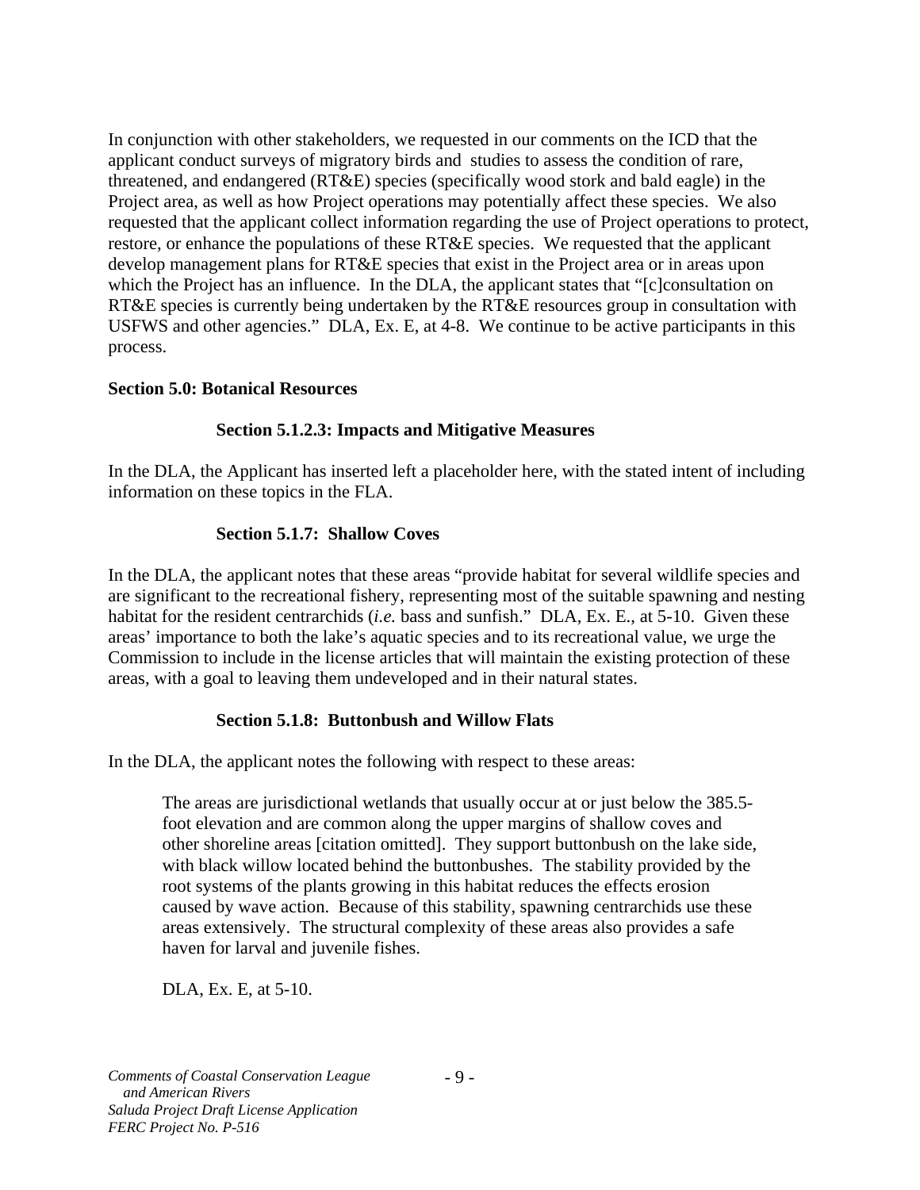In conjunction with other stakeholders, we requested in our comments on the ICD that the applicant conduct surveys of migratory birds and studies to assess the condition of rare, threatened, and endangered (RT&E) species (specifically wood stork and bald eagle) in the Project area, as well as how Project operations may potentially affect these species. We also requested that the applicant collect information regarding the use of Project operations to protect, restore, or enhance the populations of these RT&E species. We requested that the applicant develop management plans for RT&E species that exist in the Project area or in areas upon which the Project has an influence. In the DLA, the applicant states that "[c]consultation on RT&E species is currently being undertaken by the RT&E resources group in consultation with USFWS and other agencies." DLA, Ex. E, at 4-8. We continue to be active participants in this process.

**Section 5.0: Botanical Resources**

**Section 5.1.2.3: Impacts and Mitigative Measures**

In the DLA, the Applicant has inserted left a placeholder here, with the stated intent of including information on these topics in the FLA.

**Section 5.1.7: Shallow Coves**

In the DLA, the applicant notes that these areas "provide habitat for several wildlife species and are significant to the recreational fishery, representing most of the suitable spawning and nesting habitat for the resident centrarchids (*i.e.* bass and sunfish." DLA, Ex. E., at 5-10. Given these areas' importance to both the lake's aquatic species and to its recreational value, we urge the Commission to include in the license articles that will maintain the existing protection of these areas, with a goal to leaving them undeveloped and in their natural states.

**Section 5.1.8: Buttonbush and Willow Flats**

In the DLA, the applicant notes the following with respect to these areas:

> The areas are jurisdictional wetlands that usually occur at or just below the 385.5-foot elevation and are common along the upper margins of shallow coves and other shoreline areas [citation omitted]. They support buttonbush on the lake side, with black willow located behind the buttonbushes. The stability provided by the root systems of the plants growing in this habitat reduces the effects erosion caused by wave action. Because of this stability, spawning centrarchids use these areas extensively. The structural complexity of these areas also provides a safe haven for larval and juvenile fishes.
>
> DLA, Ex. E, at 5-10.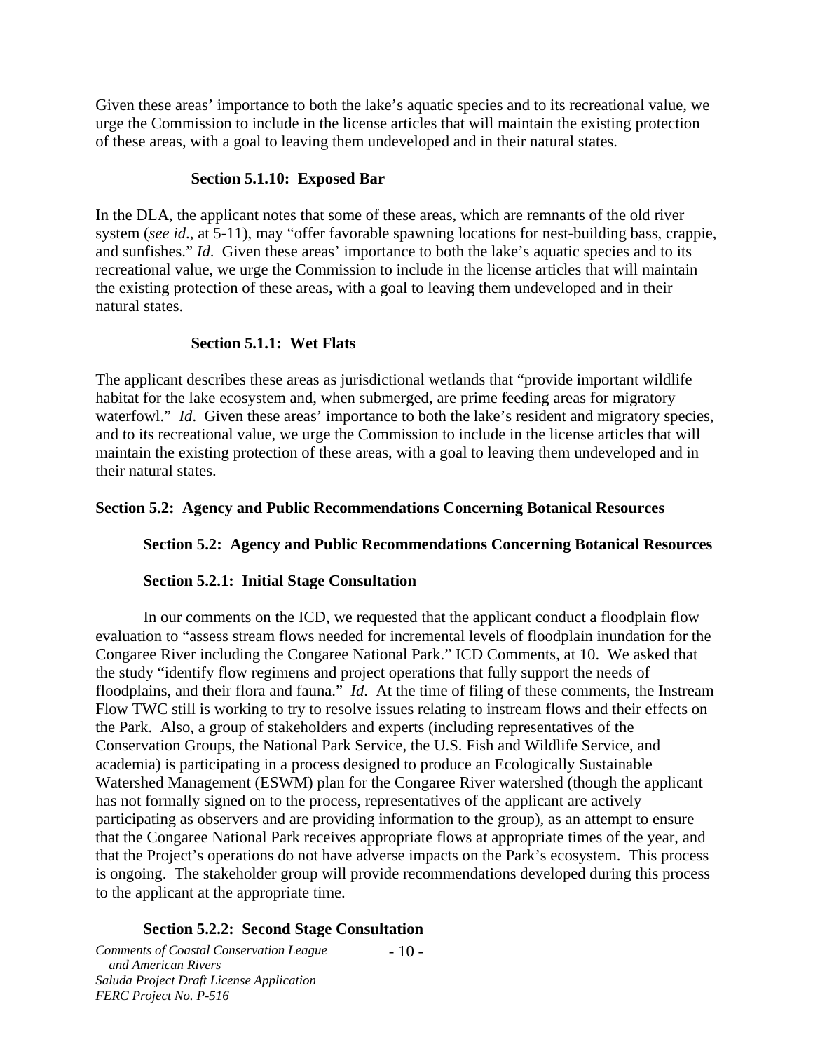Given these areas' importance to both the lake's aquatic species and to its recreational value, we urge the Commission to include in the license articles that will maintain the existing protection of these areas, with a goal to leaving them undeveloped and in their natural states.

#### Section 5.1.10: Exposed Bar

In the DLA, the applicant notes that some of these areas, which are remnants of the old river system (*see id*., at 5-11), may "offer favorable spawning locations for nest-building bass, crappie, and sunfishes." *Id*. Given these areas' importance to both the lake's aquatic species and to its recreational value, we urge the Commission to include in the license articles that will maintain the existing protection of these areas, with a goal to leaving them undeveloped and in their natural states.

#### Section 5.1.1: Wet Flats

The applicant describes these areas as jurisdictional wetlands that "provide important wildlife habitat for the lake ecosystem and, when submerged, are prime feeding areas for migratory waterfowl." *Id*. Given these areas' importance to both the lake's resident and migratory species, and to its recreational value, we urge the Commission to include in the license articles that will maintain the existing protection of these areas, with a goal to leaving them undeveloped and in their natural states.

## Section 5.2: Agency and Public Recommendations Concerning Botanical Resources

### Section 5.2: Agency and Public Recommendations Concerning Botanical Resources

### Section 5.2.1: Initial Stage Consultation

In our comments on the ICD, we requested that the applicant conduct a floodplain flow evaluation to "assess stream flows needed for incremental levels of floodplain inundation for the Congaree River including the Congaree National Park." ICD Comments, at 10. We asked that the study "identify flow regimens and project operations that fully support the needs of floodplains, and their flora and fauna." *Id*. At the time of filing of these comments, the Instream Flow TWC still is working to try to resolve issues relating to instream flows and their effects on the Park. Also, a group of stakeholders and experts (including representatives of the Conservation Groups, the National Park Service, the U.S. Fish and Wildlife Service, and academia) is participating in a process designed to produce an Ecologically Sustainable Watershed Management (ESWM) plan for the Congaree River watershed (though the applicant has not formally signed on to the process, representatives of the applicant are actively participating as observers and are providing information to the group), as an attempt to ensure that the Congaree National Park receives appropriate flows at appropriate times of the year, and that the Project's operations do not have adverse impacts on the Park's ecosystem. This process is ongoing. The stakeholder group will provide recommendations developed during this process to the applicant at the appropriate time.

### Section 5.2.2: Second Stage Consultation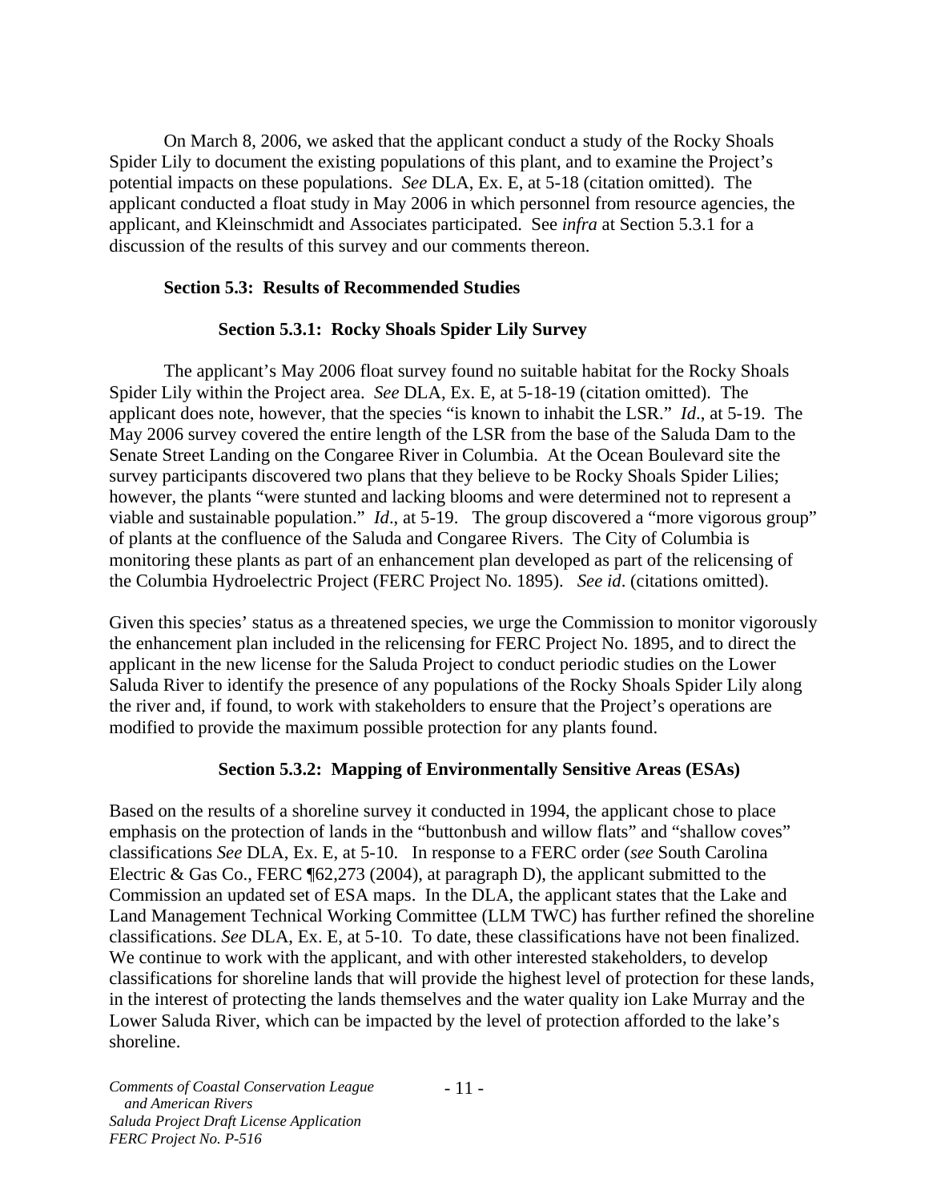On March 8, 2006, we asked that the applicant conduct a study of the Rocky Shoals Spider Lily to document the existing populations of this plant, and to examine the Project's potential impacts on these populations. *See* DLA, Ex. E, at 5-18 (citation omitted). The applicant conducted a float study in May 2006 in which personnel from resource agencies, the applicant, and Kleinschmidt and Associates participated. See *infra* at Section 5.3.1 for a discussion of the results of this survey and our comments thereon.

### Section 5.3: Results of Recommended Studies

#### Section 5.3.1: Rocky Shoals Spider Lily Survey

The applicant's May 2006 float survey found no suitable habitat for the Rocky Shoals Spider Lily within the Project area. *See* DLA, Ex. E, at 5-18-19 (citation omitted). The applicant does note, however, that the species "is known to inhabit the LSR." *Id*., at 5-19. The May 2006 survey covered the entire length of the LSR from the base of the Saluda Dam to the Senate Street Landing on the Congaree River in Columbia. At the Ocean Boulevard site the survey participants discovered two plans that they believe to be Rocky Shoals Spider Lilies; however, the plants "were stunted and lacking blooms and were determined not to represent a viable and sustainable population." *Id*., at 5-19. The group discovered a "more vigorous group" of plants at the confluence of the Saluda and Congaree Rivers. The City of Columbia is monitoring these plants as part of an enhancement plan developed as part of the relicensing of the Columbia Hydroelectric Project (FERC Project No. 1895). *See id*. (citations omitted).

Given this species' status as a threatened species, we urge the Commission to monitor vigorously the enhancement plan included in the relicensing for FERC Project No. 1895, and to direct the applicant in the new license for the Saluda Project to conduct periodic studies on the Lower Saluda River to identify the presence of any populations of the Rocky Shoals Spider Lily along the river and, if found, to work with stakeholders to ensure that the Project's operations are modified to provide the maximum possible protection for any plants found.

#### Section 5.3.2: Mapping of Environmentally Sensitive Areas (ESAs)

Based on the results of a shoreline survey it conducted in 1994, the applicant chose to place emphasis on the protection of lands in the "buttonbush and willow flats" and "shallow coves" classifications *See* DLA, Ex. E, at 5-10. In response to a FERC order (*see* South Carolina Electric & Gas Co., FERC ¶62,273 (2004), at paragraph D), the applicant submitted to the Commission an updated set of ESA maps. In the DLA, the applicant states that the Lake and Land Management Technical Working Committee (LLM TWC) has further refined the shoreline classifications. *See* DLA, Ex. E, at 5-10. To date, these classifications have not been finalized. We continue to work with the applicant, and with other interested stakeholders, to develop classifications for shoreline lands that will provide the highest level of protection for these lands, in the interest of protecting the lands themselves and the water quality ion Lake Murray and the Lower Saluda River, which can be impacted by the level of protection afforded to the lake's shoreline.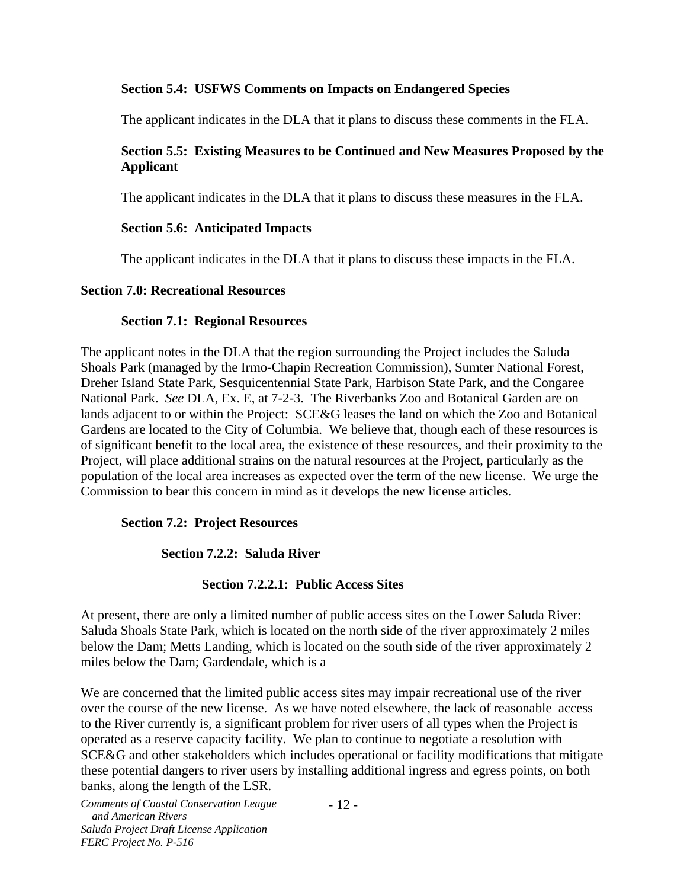### Section 5.4: USFWS Comments on Impacts on Endangered Species

The applicant indicates in the DLA that it plans to discuss these comments in the FLA.

### Section 5.5: Existing Measures to be Continued and New Measures Proposed by the Applicant

The applicant indicates in the DLA that it plans to discuss these measures in the FLA.

### Section 5.6: Anticipated Impacts

The applicant indicates in the DLA that it plans to discuss these impacts in the FLA.

## Section 7.0: Recreational Resources

### Section 7.1: Regional Resources

The applicant notes in the DLA that the region surrounding the Project includes the Saluda Shoals Park (managed by the Irmo-Chapin Recreation Commission), Sumter National Forest, Dreher Island State Park, Sesquicentennial State Park, Harbison State Park, and the Congaree National Park. *See* DLA, Ex. E, at 7-2-3. The Riverbanks Zoo and Botanical Garden are on lands adjacent to or within the Project: SCE&G leases the land on which the Zoo and Botanical Gardens are located to the City of Columbia. We believe that, though each of these resources is of significant benefit to the local area, the existence of these resources, and their proximity to the Project, will place additional strains on the natural resources at the Project, particularly as the population of the local area increases as expected over the term of the new license. We urge the Commission to bear this concern in mind as it develops the new license articles.

### Section 7.2: Project Resources

#### Section 7.2.2: Saluda River

##### Section 7.2.2.1: Public Access Sites

At present, there are only a limited number of public access sites on the Lower Saluda River: Saluda Shoals State Park, which is located on the north side of the river approximately 2 miles below the Dam; Metts Landing, which is located on the south side of the river approximately 2 miles below the Dam; Gardendale, which is a

We are concerned that the limited public access sites may impair recreational use of the river over the course of the new license. As we have noted elsewhere, the lack of reasonable access to the River currently is, a significant problem for river users of all types when the Project is operated as a reserve capacity facility. We plan to continue to negotiate a resolution with SCE&G and other stakeholders which includes operational or facility modifications that mitigate these potential dangers to river users by installing additional ingress and egress points, on both banks, along the length of the LSR.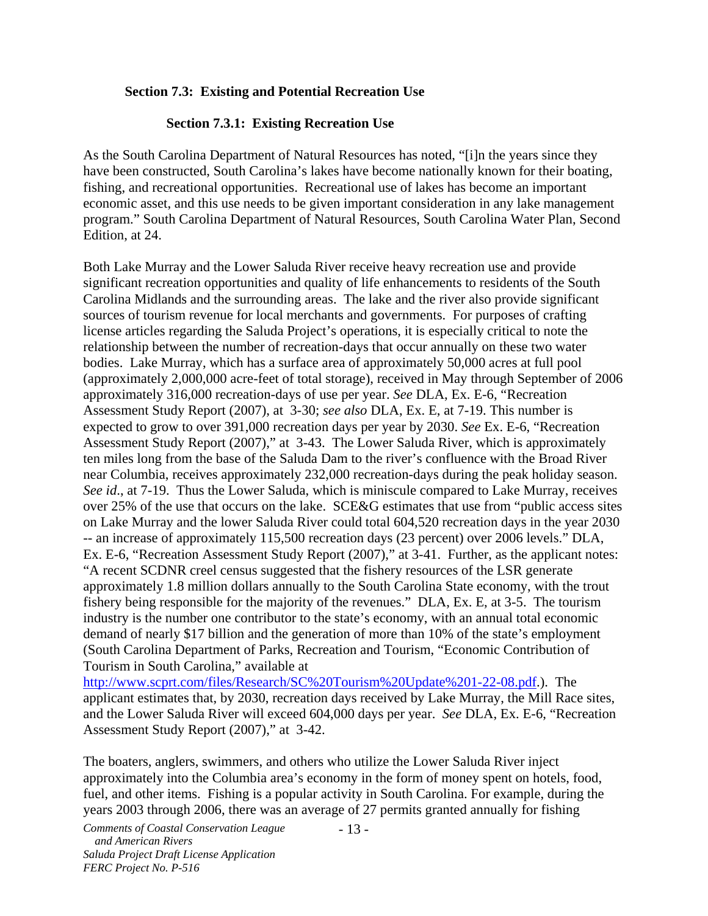### Section 7.3: Existing and Potential Recreation Use

#### Section 7.3.1: Existing Recreation Use

As the South Carolina Department of Natural Resources has noted, "[i]n the years since they have been constructed, South Carolina's lakes have become nationally known for their boating, fishing, and recreational opportunities. Recreational use of lakes has become an important economic asset, and this use needs to be given important consideration in any lake management program." South Carolina Department of Natural Resources, South Carolina Water Plan, Second Edition, at 24.

Both Lake Murray and the Lower Saluda River receive heavy recreation use and provide significant recreation opportunities and quality of life enhancements to residents of the South Carolina Midlands and the surrounding areas. The lake and the river also provide significant sources of tourism revenue for local merchants and governments. For purposes of crafting license articles regarding the Saluda Project's operations, it is especially critical to note the relationship between the number of recreation-days that occur annually on these two water bodies. Lake Murray, which has a surface area of approximately 50,000 acres at full pool (approximately 2,000,000 acre-feet of total storage), received in May through September of 2006 approximately 316,000 recreation-days of use per year. *See* DLA, Ex. E-6, "Recreation Assessment Study Report (2007), at 3-30; *see also* DLA, Ex. E, at 7-19. This number is expected to grow to over 391,000 recreation days per year by 2030. *See* Ex. E-6, "Recreation Assessment Study Report (2007)," at 3-43. The Lower Saluda River, which is approximately ten miles long from the base of the Saluda Dam to the river's confluence with the Broad River near Columbia, receives approximately 232,000 recreation-days during the peak holiday season. *See id*., at 7-19. Thus the Lower Saluda, which is miniscule compared to Lake Murray, receives over 25% of the use that occurs on the lake. SCE&G estimates that use from "public access sites on Lake Murray and the lower Saluda River could total 604,520 recreation days in the year 2030 -- an increase of approximately 115,500 recreation days (23 percent) over 2006 levels." DLA, Ex. E-6, "Recreation Assessment Study Report (2007)," at 3-41. Further, as the applicant notes: "A recent SCDNR creel census suggested that the fishery resources of the LSR generate approximately 1.8 million dollars annually to the South Carolina State economy, with the trout fishery being responsible for the majority of the revenues." DLA, Ex. E, at 3-5. The tourism industry is the number one contributor to the state's economy, with an annual total economic demand of nearly $17 billion and the generation of more than 10% of the state's employment (South Carolina Department of Parks, Recreation and Tourism, "Economic Contribution of Tourism in South Carolina," available at [http://www.scprt.com/files/Research/SC%20Tourism%20Update%201-22-08.pdf](http://www.scprt.com/files/Research/SC%20Tourism%20Update%201-22-08.pdf).). The applicant estimates that, by 2030, recreation days received by Lake Murray, the Mill Race sites, and the Lower Saluda River will exceed 604,000 days per year. *See* DLA, Ex. E-6, "Recreation Assessment Study Report (2007)," at 3-42.

The boaters, anglers, swimmers, and others who utilize the Lower Saluda River inject approximately into the Columbia area's economy in the form of money spent on hotels, food, fuel, and other items. Fishing is a popular activity in South Carolina. For example, during the years 2003 through 2006, there was an average of 27 permits granted annually for fishing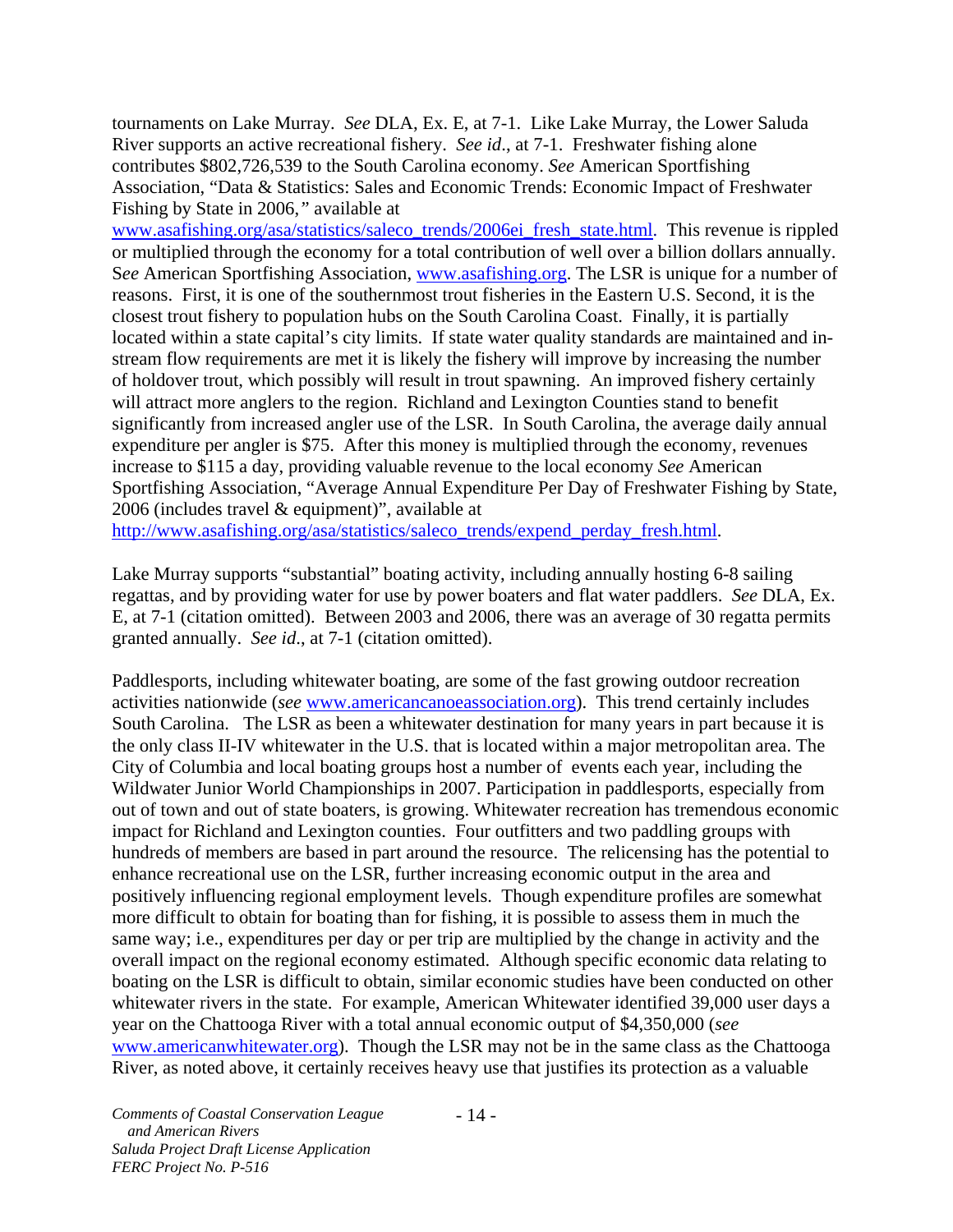tournaments on Lake Murray. *See* DLA, Ex. E, at 7-1. Like Lake Murray, the Lower Saluda River supports an active recreational fishery. *See id*., at 7-1. Freshwater fishing alone contributes $802,726,539 to the South Carolina economy. *See* American Sportfishing Association, "Data & Statistics: Sales and Economic Trends: Economic Impact of Freshwater Fishing by State in 2006,*"* available at www.asafishing.org/asa/statistics/saleco_trends/2006ei_fresh_state.html. This revenue is rippled or multiplied through the economy for a total contribution of well over a billion dollars annually. S*ee* American Sportfishing Association, www.asafishing.org. The LSR is unique for a number of reasons. First, it is one of the southernmost trout fisheries in the Eastern U.S. Second, it is the closest trout fishery to population hubs on the South Carolina Coast. Finally, it is partially located within a state capital's city limits. If state water quality standards are maintained and in-stream flow requirements are met it is likely the fishery will improve by increasing the number of holdover trout, which possibly will result in trout spawning. An improved fishery certainly will attract more anglers to the region. Richland and Lexington Counties stand to benefit significantly from increased angler use of the LSR. In South Carolina, the average daily annual expenditure per angler is $75. After this money is multiplied through the economy, revenues increase to $115 a day, providing valuable revenue to the local economy *See* American Sportfishing Association, "Average Annual Expenditure Per Day of Freshwater Fishing by State, 2006 (includes travel & equipment)", available at http://www.asafishing.org/asa/statistics/saleco_trends/expend_perday_fresh.html.

Lake Murray supports "substantial" boating activity, including annually hosting 6-8 sailing regattas, and by providing water for use by power boaters and flat water paddlers. *See* DLA, Ex. E, at 7-1 (citation omitted). Between 2003 and 2006, there was an average of 30 regatta permits granted annually. *See id*., at 7-1 (citation omitted).

Paddlesports, including whitewater boating, are some of the fast growing outdoor recreation activities nationwide (*see* www.americancanoeassociation.org). This trend certainly includes South Carolina. The LSR as been a whitewater destination for many years in part because it is the only class II-IV whitewater in the U.S. that is located within a major metropolitan area. The City of Columbia and local boating groups host a number of events each year, including the Wildwater Junior World Championships in 2007. Participation in paddlesports, especially from out of town and out of state boaters, is growing. Whitewater recreation has tremendous economic impact for Richland and Lexington counties. Four outfitters and two paddling groups with hundreds of members are based in part around the resource. The relicensing has the potential to enhance recreational use on the LSR, further increasing economic output in the area and positively influencing regional employment levels. Though expenditure profiles are somewhat more difficult to obtain for boating than for fishing, it is possible to assess them in much the same way; i.e., expenditures per day or per trip are multiplied by the change in activity and the overall impact on the regional economy estimated. Although specific economic data relating to boating on the LSR is difficult to obtain, similar economic studies have been conducted on other whitewater rivers in the state. For example, American Whitewater identified 39,000 user days a year on the Chattooga River with a total annual economic output of $4,350,000 (*see* www.americanwhitewater.org). Though the LSR may not be in the same class as the Chattooga River, as noted above, it certainly receives heavy use that justifies its protection as a valuable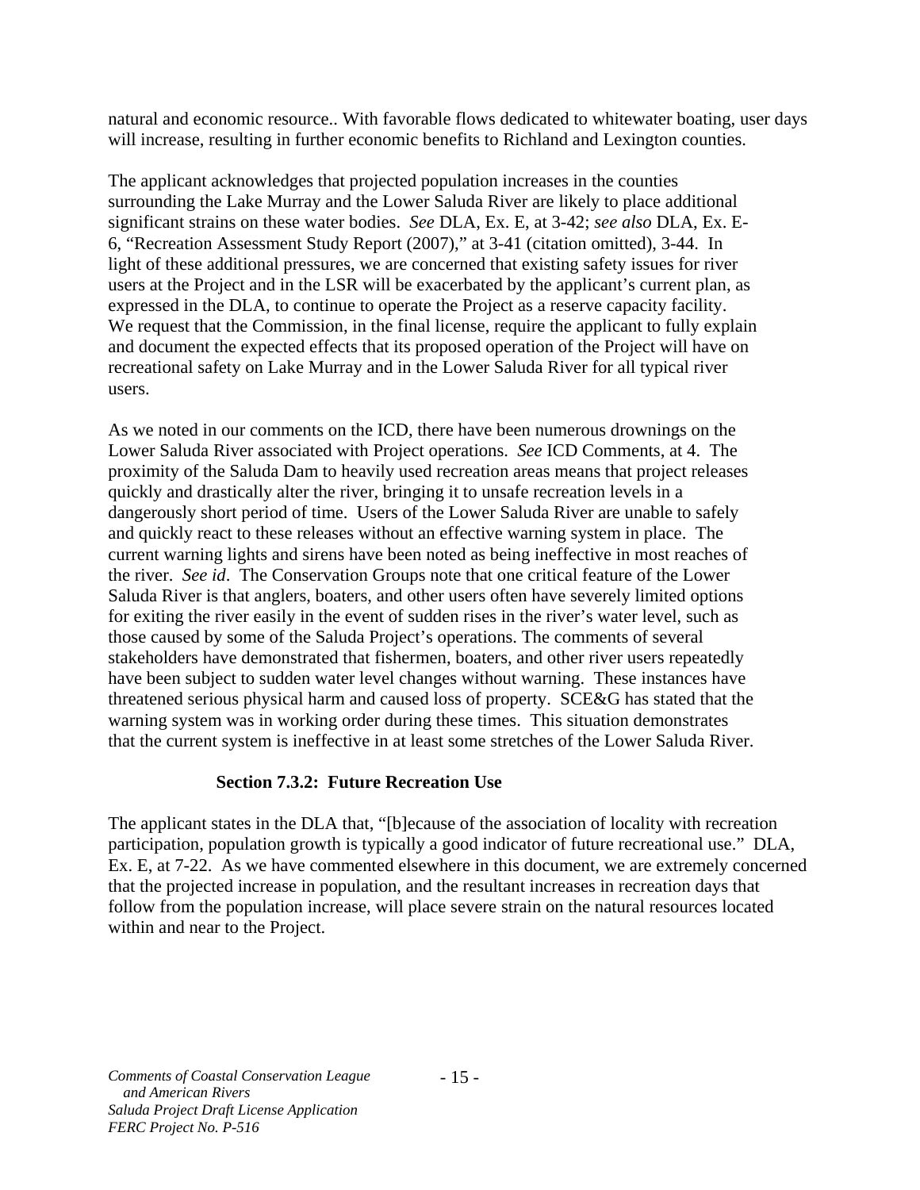natural and economic resource.. With favorable flows dedicated to whitewater boating, user days will increase, resulting in further economic benefits to Richland and Lexington counties.

The applicant acknowledges that projected population increases in the counties surrounding the Lake Murray and the Lower Saluda River are likely to place additional significant strains on these water bodies. *See* DLA, Ex. E, at 3-42; *see also* DLA, Ex. E-6, "Recreation Assessment Study Report (2007)," at 3-41 (citation omitted), 3-44. In light of these additional pressures, we are concerned that existing safety issues for river users at the Project and in the LSR will be exacerbated by the applicant's current plan, as expressed in the DLA, to continue to operate the Project as a reserve capacity facility. We request that the Commission, in the final license, require the applicant to fully explain and document the expected effects that its proposed operation of the Project will have on recreational safety on Lake Murray and in the Lower Saluda River for all typical river users.

As we noted in our comments on the ICD, there have been numerous drownings on the Lower Saluda River associated with Project operations. *See* ICD Comments, at 4. The proximity of the Saluda Dam to heavily used recreation areas means that project releases quickly and drastically alter the river, bringing it to unsafe recreation levels in a dangerously short period of time. Users of the Lower Saluda River are unable to safely and quickly react to these releases without an effective warning system in place. The current warning lights and sirens have been noted as being ineffective in most reaches of the river. *See id*. The Conservation Groups note that one critical feature of the Lower Saluda River is that anglers, boaters, and other users often have severely limited options for exiting the river easily in the event of sudden rises in the river's water level, such as those caused by some of the Saluda Project's operations. The comments of several stakeholders have demonstrated that fishermen, boaters, and other river users repeatedly have been subject to sudden water level changes without warning. These instances have threatened serious physical harm and caused loss of property. SCE&G has stated that the warning system was in working order during these times. This situation demonstrates that the current system is ineffective in at least some stretches of the Lower Saluda River.

### Section 7.3.2: Future Recreation Use

The applicant states in the DLA that, "[b]ecause of the association of locality with recreation participation, population growth is typically a good indicator of future recreational use." DLA, Ex. E, at 7-22. As we have commented elsewhere in this document, we are extremely concerned that the projected increase in population, and the resultant increases in recreation days that follow from the population increase, will place severe strain on the natural resources located within and near to the Project.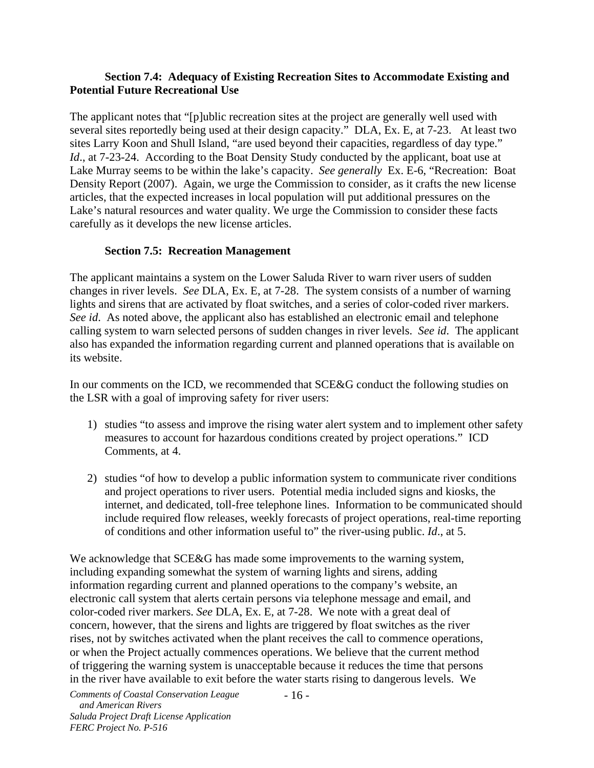**Section 7.4: Adequacy of Existing Recreation Sites to Accommodate Existing and Potential Future Recreational Use**

The applicant notes that "[p]ublic recreation sites at the project are generally well used with several sites reportedly being used at their design capacity." DLA, Ex. E, at 7-23. At least two sites Larry Koon and Shull Island, "are used beyond their capacities, regardless of day type." *Id*., at 7-23-24. According to the Boat Density Study conducted by the applicant, boat use at Lake Murray seems to be within the lake's capacity. *See generally* Ex. E-6, "Recreation: Boat Density Report (2007). Again, we urge the Commission to consider, as it crafts the new license articles, that the expected increases in local population will put additional pressures on the Lake's natural resources and water quality. We urge the Commission to consider these facts carefully as it develops the new license articles.

**Section 7.5: Recreation Management**

The applicant maintains a system on the Lower Saluda River to warn river users of sudden changes in river levels. *See* DLA, Ex. E, at 7-28. The system consists of a number of warning lights and sirens that are activated by float switches, and a series of color-coded river markers. *See id*. As noted above, the applicant also has established an electronic email and telephone calling system to warn selected persons of sudden changes in river levels. *See id*. The applicant also has expanded the information regarding current and planned operations that is available on its website.

In our comments on the ICD, we recommended that SCE&G conduct the following studies on the LSR with a goal of improving safety for river users:

1) studies "to assess and improve the rising water alert system and to implement other safety measures to account for hazardous conditions created by project operations." ICD Comments, at 4.

2) studies "of how to develop a public information system to communicate river conditions and project operations to river users. Potential media included signs and kiosks, the internet, and dedicated, toll-free telephone lines. Information to be communicated should include required flow releases, weekly forecasts of project operations, real-time reporting of conditions and other information useful to" the river-using public. *Id*., at 5.

We acknowledge that SCE&G has made some improvements to the warning system, including expanding somewhat the system of warning lights and sirens, adding information regarding current and planned operations to the company's website, an electronic call system that alerts certain persons via telephone message and email, and color-coded river markers. *See* DLA, Ex. E, at 7-28. We note with a great deal of concern, however, that the sirens and lights are triggered by float switches as the river rises, not by switches activated when the plant receives the call to commence operations, or when the Project actually commences operations. We believe that the current method of triggering the warning system is unacceptable because it reduces the time that persons in the river have available to exit before the water starts rising to dangerous levels. We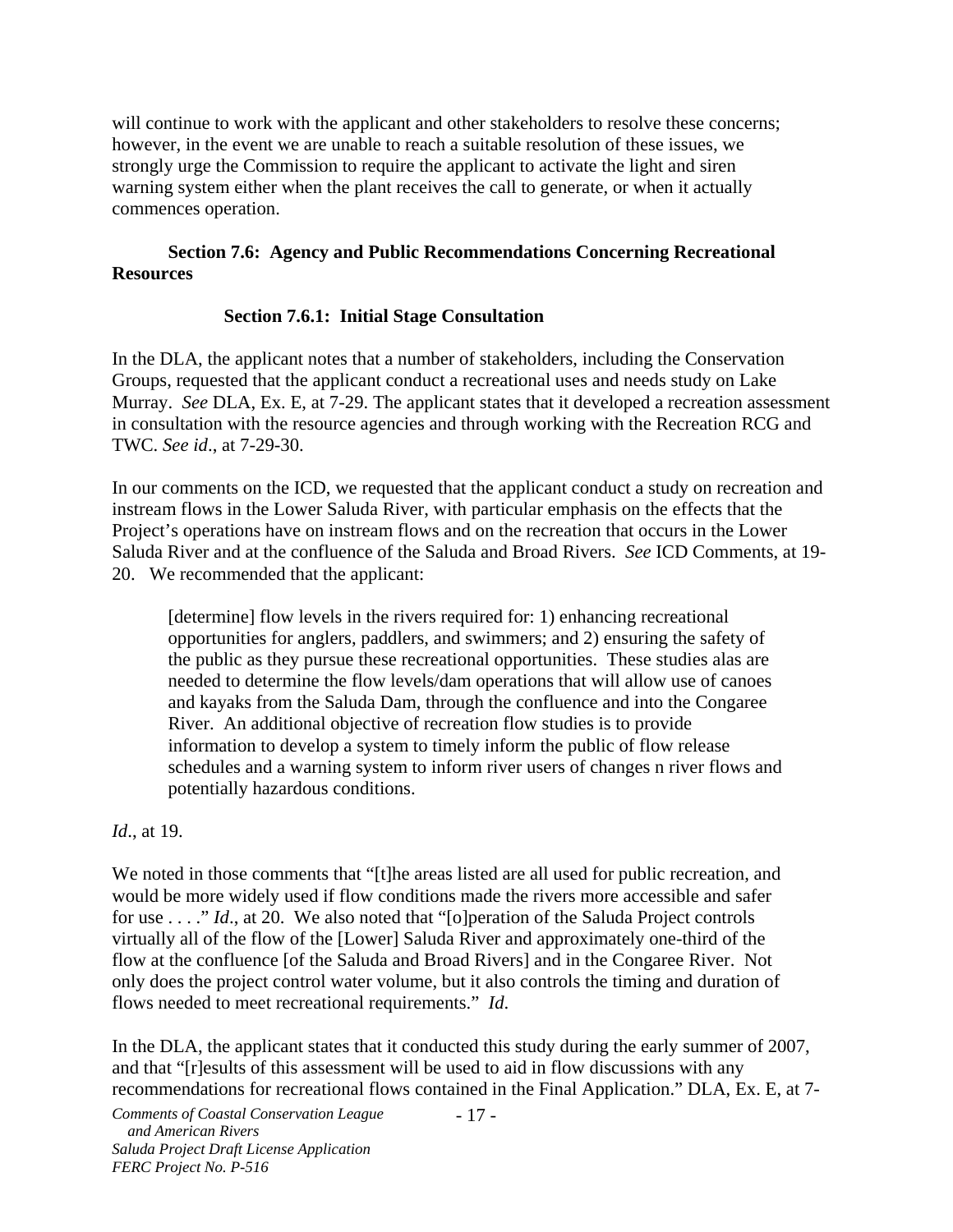will continue to work with the applicant and other stakeholders to resolve these concerns; however, in the event we are unable to reach a suitable resolution of these issues, we strongly urge the Commission to require the applicant to activate the light and siren warning system either when the plant receives the call to generate, or when it actually commences operation.

### Section 7.6: Agency and Public Recommendations Concerning Recreational Resources

#### Section 7.6.1: Initial Stage Consultation

In the DLA, the applicant notes that a number of stakeholders, including the Conservation Groups, requested that the applicant conduct a recreational uses and needs study on Lake Murray. *See* DLA, Ex. E, at 7-29. The applicant states that it developed a recreation assessment in consultation with the resource agencies and through working with the Recreation RCG and TWC. *See id*., at 7-29-30.

In our comments on the ICD, we requested that the applicant conduct a study on recreation and instream flows in the Lower Saluda River, with particular emphasis on the effects that the Project's operations have on instream flows and on the recreation that occurs in the Lower Saluda River and at the confluence of the Saluda and Broad Rivers. *See* ICD Comments, at 19-20. We recommended that the applicant:

> [determine] flow levels in the rivers required for: 1) enhancing recreational opportunities for anglers, paddlers, and swimmers; and 2) ensuring the safety of the public as they pursue these recreational opportunities. These studies alas are needed to determine the flow levels/dam operations that will allow use of canoes and kayaks from the Saluda Dam, through the confluence and into the Congaree River. An additional objective of recreation flow studies is to provide information to develop a system to timely inform the public of flow release schedules and a warning system to inform river users of changes n river flows and potentially hazardous conditions.

*Id*., at 19.

We noted in those comments that "[t]he areas listed are all used for public recreation, and would be more widely used if flow conditions made the rivers more accessible and safer for use . . . ." *Id*., at 20. We also noted that "[o]peration of the Saluda Project controls virtually all of the flow of the [Lower] Saluda River and approximately one-third of the flow at the confluence [of the Saluda and Broad Rivers] and in the Congaree River. Not only does the project control water volume, but it also controls the timing and duration of flows needed to meet recreational requirements." *Id*.

In the DLA, the applicant states that it conducted this study during the early summer of 2007, and that "[r]esults of this assessment will be used to aid in flow discussions with any recommendations for recreational flows contained in the Final Application." DLA, Ex. E, at 7-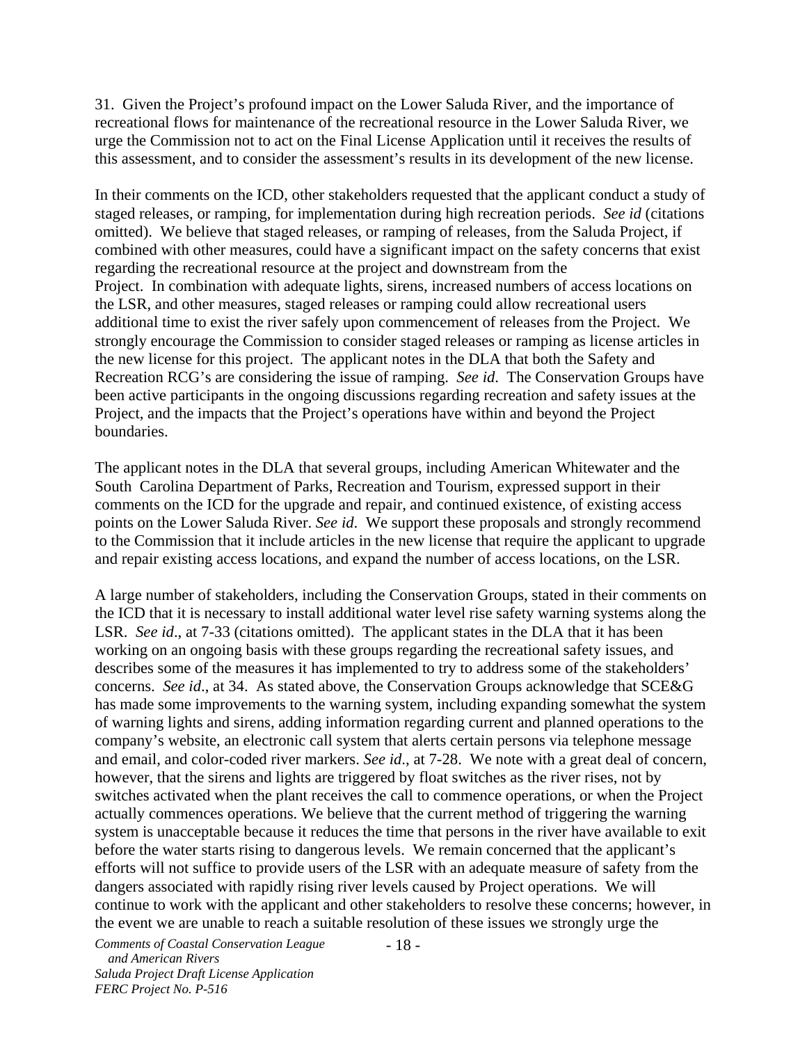31. Given the Project's profound impact on the Lower Saluda River, and the importance of recreational flows for maintenance of the recreational resource in the Lower Saluda River, we urge the Commission not to act on the Final License Application until it receives the results of this assessment, and to consider the assessment's results in its development of the new license.

In their comments on the ICD, other stakeholders requested that the applicant conduct a study of staged releases, or ramping, for implementation during high recreation periods. *See id* (citations omitted). We believe that staged releases, or ramping of releases, from the Saluda Project, if combined with other measures, could have a significant impact on the safety concerns that exist regarding the recreational resource at the project and downstream from the Project. In combination with adequate lights, sirens, increased numbers of access locations on the LSR, and other measures, staged releases or ramping could allow recreational users additional time to exist the river safely upon commencement of releases from the Project. We strongly encourage the Commission to consider staged releases or ramping as license articles in the new license for this project. The applicant notes in the DLA that both the Safety and Recreation RCG's are considering the issue of ramping. *See id*. The Conservation Groups have been active participants in the ongoing discussions regarding recreation and safety issues at the Project, and the impacts that the Project's operations have within and beyond the Project boundaries.

The applicant notes in the DLA that several groups, including American Whitewater and the South Carolina Department of Parks, Recreation and Tourism, expressed support in their comments on the ICD for the upgrade and repair, and continued existence, of existing access points on the Lower Saluda River. *See id*. We support these proposals and strongly recommend to the Commission that it include articles in the new license that require the applicant to upgrade and repair existing access locations, and expand the number of access locations, on the LSR.

A large number of stakeholders, including the Conservation Groups, stated in their comments on the ICD that it is necessary to install additional water level rise safety warning systems along the LSR. *See id*., at 7-33 (citations omitted). The applicant states in the DLA that it has been working on an ongoing basis with these groups regarding the recreational safety issues, and describes some of the measures it has implemented to try to address some of the stakeholders' concerns. *See id*., at 34. As stated above, the Conservation Groups acknowledge that SCE&G has made some improvements to the warning system, including expanding somewhat the system of warning lights and sirens, adding information regarding current and planned operations to the company's website, an electronic call system that alerts certain persons via telephone message and email, and color-coded river markers. *See id*., at 7-28. We note with a great deal of concern, however, that the sirens and lights are triggered by float switches as the river rises, not by switches activated when the plant receives the call to commence operations, or when the Project actually commences operations. We believe that the current method of triggering the warning system is unacceptable because it reduces the time that persons in the river have available to exit before the water starts rising to dangerous levels. We remain concerned that the applicant's efforts will not suffice to provide users of the LSR with an adequate measure of safety from the dangers associated with rapidly rising river levels caused by Project operations. We will continue to work with the applicant and other stakeholders to resolve these concerns; however, in the event we are unable to reach a suitable resolution of these issues we strongly urge the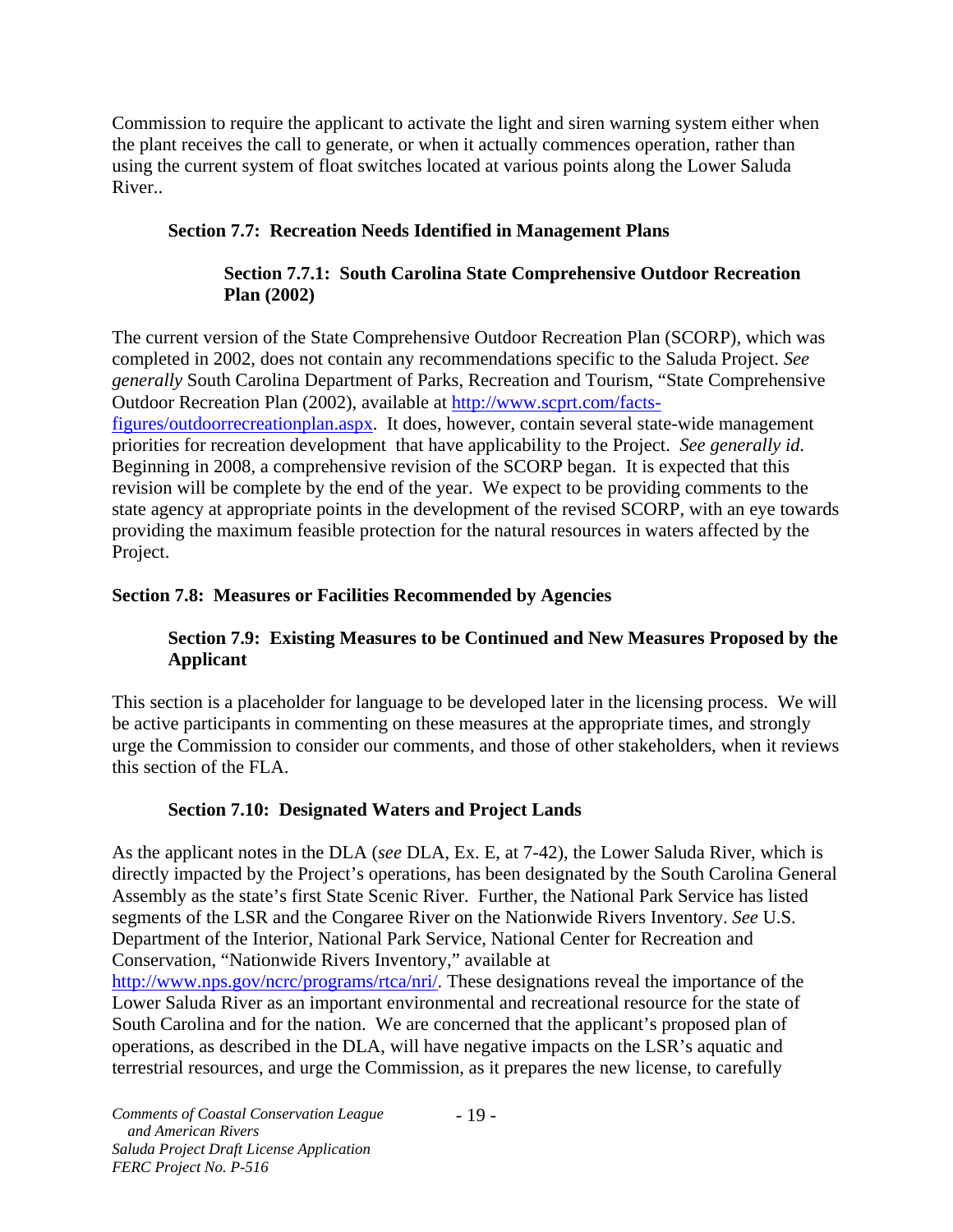Commission to require the applicant to activate the light and siren warning system either when the plant receives the call to generate, or when it actually commences operation, rather than using the current system of float switches located at various points along the Lower Saluda River..

### Section 7.7: Recreation Needs Identified in Management Plans

#### Section 7.7.1: South Carolina State Comprehensive Outdoor Recreation Plan (2002)

The current version of the State Comprehensive Outdoor Recreation Plan (SCORP), which was completed in 2002, does not contain any recommendations specific to the Saluda Project. *See generally* South Carolina Department of Parks, Recreation and Tourism, "State Comprehensive Outdoor Recreation Plan (2002), available at http://www.scprt.com/facts-figures/outdoorrecreationplan.aspx. It does, however, contain several state-wide management priorities for recreation development that have applicability to the Project. *See generally id.* Beginning in 2008, a comprehensive revision of the SCORP began. It is expected that this revision will be complete by the end of the year. We expect to be providing comments to the state agency at appropriate points in the development of the revised SCORP, with an eye towards providing the maximum feasible protection for the natural resources in waters affected by the Project.

## Section 7.8: Measures or Facilities Recommended by Agencies

### Section 7.9: Existing Measures to be Continued and New Measures Proposed by the Applicant

This section is a placeholder for language to be developed later in the licensing process. We will be active participants in commenting on these measures at the appropriate times, and strongly urge the Commission to consider our comments, and those of other stakeholders, when it reviews this section of the FLA.

### Section 7.10: Designated Waters and Project Lands

As the applicant notes in the DLA (*see* DLA, Ex. E, at 7-42), the Lower Saluda River, which is directly impacted by the Project's operations, has been designated by the South Carolina General Assembly as the state's first State Scenic River. Further, the National Park Service has listed segments of the LSR and the Congaree River on the Nationwide Rivers Inventory. *See* U.S. Department of the Interior, National Park Service, National Center for Recreation and Conservation, "Nationwide Rivers Inventory," available at http://www.nps.gov/ncrc/programs/rtca/nri/. These designations reveal the importance of the Lower Saluda River as an important environmental and recreational resource for the state of South Carolina and for the nation. We are concerned that the applicant's proposed plan of operations, as described in the DLA, will have negative impacts on the LSR's aquatic and terrestrial resources, and urge the Commission, as it prepares the new license, to carefully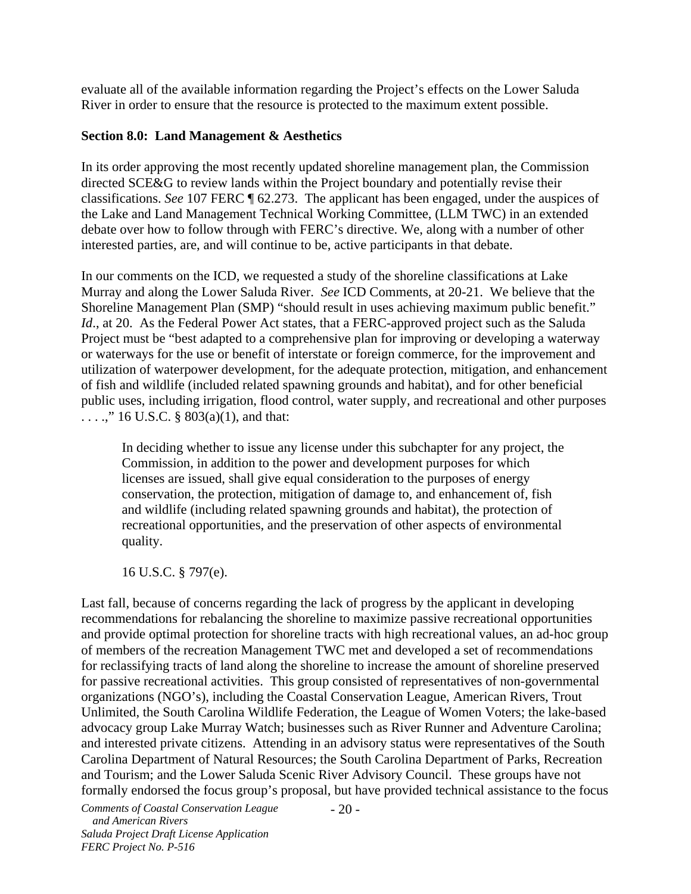evaluate all of the available information regarding the Project's effects on the Lower Saluda River in order to ensure that the resource is protected to the maximum extent possible.

**Section 8.0: Land Management & Aesthetics**

In its order approving the most recently updated shoreline management plan, the Commission directed SCE&G to review lands within the Project boundary and potentially revise their classifications. *See* 107 FERC ¶ 62.273. The applicant has been engaged, under the auspices of the Lake and Land Management Technical Working Committee, (LLM TWC) in an extended debate over how to follow through with FERC's directive. We, along with a number of other interested parties, are, and will continue to be, active participants in that debate.

In our comments on the ICD, we requested a study of the shoreline classifications at Lake Murray and along the Lower Saluda River. *See* ICD Comments, at 20-21. We believe that the Shoreline Management Plan (SMP) "should result in uses achieving maximum public benefit." *Id*., at 20. As the Federal Power Act states, that a FERC-approved project such as the Saluda Project must be "best adapted to a comprehensive plan for improving or developing a waterway or waterways for the use or benefit of interstate or foreign commerce, for the improvement and utilization of waterpower development, for the adequate protection, mitigation, and enhancement of fish and wildlife (included related spawning grounds and habitat), and for other beneficial public uses, including irrigation, flood control, water supply, and recreational and other purposes . . . .," 16 U.S.C. § 803(a)(1), and that:

> In deciding whether to issue any license under this subchapter for any project, the Commission, in addition to the power and development purposes for which licenses are issued, shall give equal consideration to the purposes of energy conservation, the protection, mitigation of damage to, and enhancement of, fish and wildlife (including related spawning grounds and habitat), the protection of recreational opportunities, and the preservation of other aspects of environmental quality.
>
> 16 U.S.C. § 797(e).

Last fall, because of concerns regarding the lack of progress by the applicant in developing recommendations for rebalancing the shoreline to maximize passive recreational opportunities and provide optimal protection for shoreline tracts with high recreational values, an ad-hoc group of members of the recreation Management TWC met and developed a set of recommendations for reclassifying tracts of land along the shoreline to increase the amount of shoreline preserved for passive recreational activities. This group consisted of representatives of non-governmental organizations (NGO's), including the Coastal Conservation League, American Rivers, Trout Unlimited, the South Carolina Wildlife Federation, the League of Women Voters; the lake-based advocacy group Lake Murray Watch; businesses such as River Runner and Adventure Carolina; and interested private citizens. Attending in an advisory status were representatives of the South Carolina Department of Natural Resources; the South Carolina Department of Parks, Recreation and Tourism; and the Lower Saluda Scenic River Advisory Council. These groups have not formally endorsed the focus group's proposal, but have provided technical assistance to the focus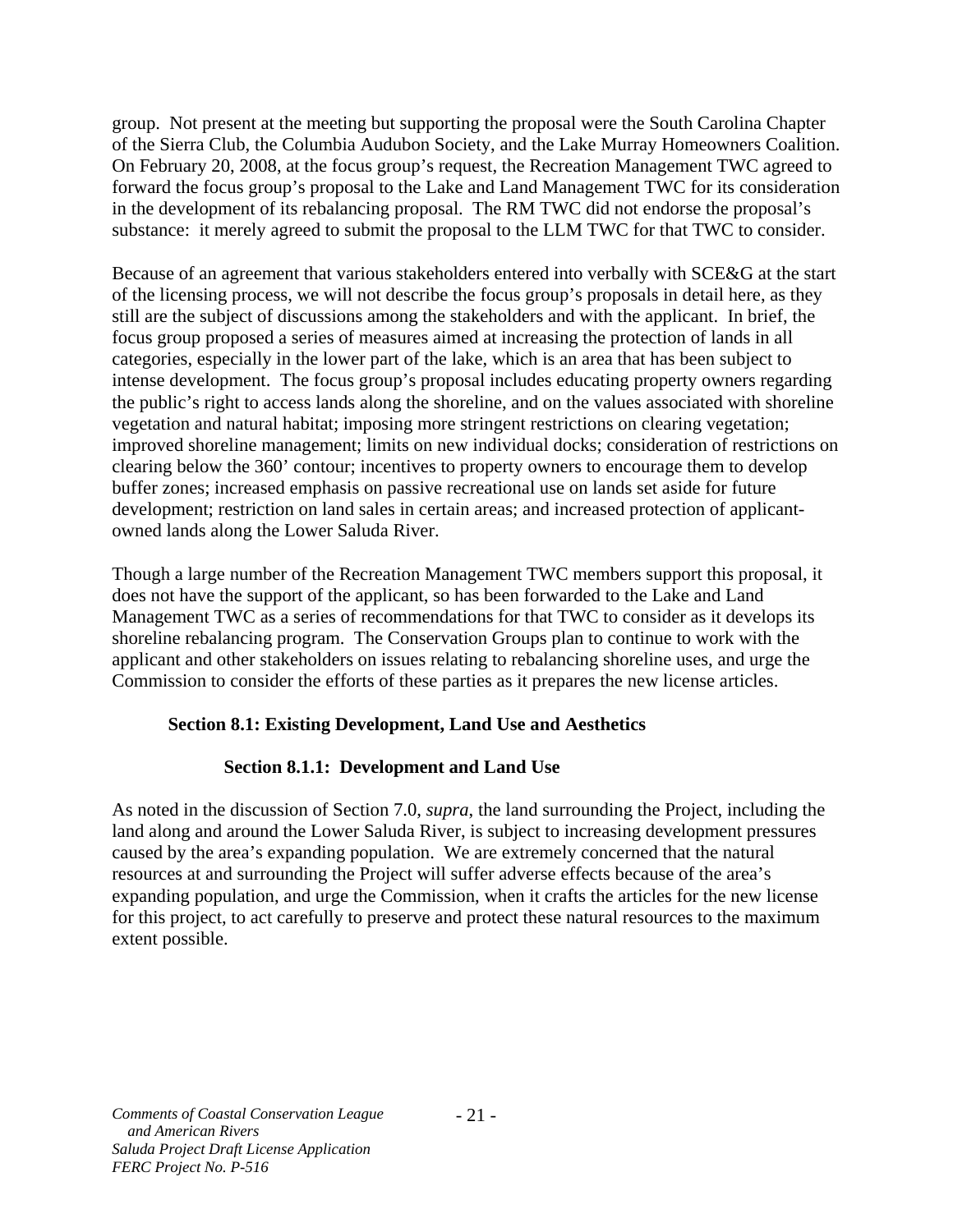group. Not present at the meeting but supporting the proposal were the South Carolina Chapter of the Sierra Club, the Columbia Audubon Society, and the Lake Murray Homeowners Coalition. On February 20, 2008, at the focus group's request, the Recreation Management TWC agreed to forward the focus group's proposal to the Lake and Land Management TWC for its consideration in the development of its rebalancing proposal. The RM TWC did not endorse the proposal's substance: it merely agreed to submit the proposal to the LLM TWC for that TWC to consider.

Because of an agreement that various stakeholders entered into verbally with SCE&G at the start of the licensing process, we will not describe the focus group's proposals in detail here, as they still are the subject of discussions among the stakeholders and with the applicant. In brief, the focus group proposed a series of measures aimed at increasing the protection of lands in all categories, especially in the lower part of the lake, which is an area that has been subject to intense development. The focus group's proposal includes educating property owners regarding the public's right to access lands along the shoreline, and on the values associated with shoreline vegetation and natural habitat; imposing more stringent restrictions on clearing vegetation; improved shoreline management; limits on new individual docks; consideration of restrictions on clearing below the 360' contour; incentives to property owners to encourage them to develop buffer zones; increased emphasis on passive recreational use on lands set aside for future development; restriction on land sales in certain areas; and increased protection of applicant-owned lands along the Lower Saluda River.

Though a large number of the Recreation Management TWC members support this proposal, it does not have the support of the applicant, so has been forwarded to the Lake and Land Management TWC as a series of recommendations for that TWC to consider as it develops its shoreline rebalancing program. The Conservation Groups plan to continue to work with the applicant and other stakeholders on issues relating to rebalancing shoreline uses, and urge the Commission to consider the efforts of these parties as it prepares the new license articles.

### Section 8.1: Existing Development, Land Use and Aesthetics

#### Section 8.1.1: Development and Land Use

As noted in the discussion of Section 7.0, *supra*, the land surrounding the Project, including the land along and around the Lower Saluda River, is subject to increasing development pressures caused by the area's expanding population. We are extremely concerned that the natural resources at and surrounding the Project will suffer adverse effects because of the area's expanding population, and urge the Commission, when it crafts the articles for the new license for this project, to act carefully to preserve and protect these natural resources to the maximum extent possible.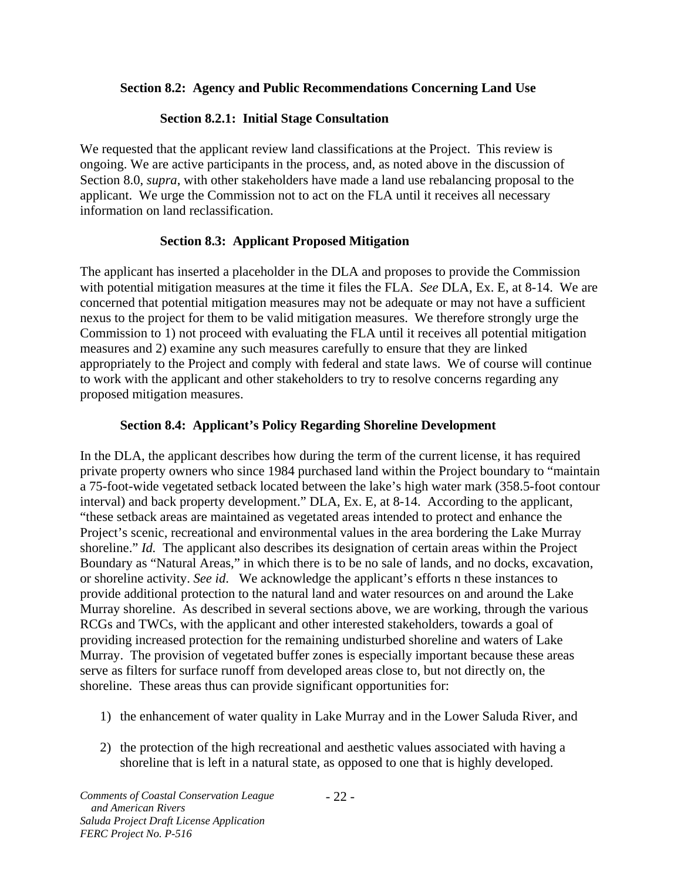### Section 8.2: Agency and Public Recommendations Concerning Land Use

#### Section 8.2.1: Initial Stage Consultation

We requested that the applicant review land classifications at the Project. This review is ongoing. We are active participants in the process, and, as noted above in the discussion of Section 8.0, *supra*, with other stakeholders have made a land use rebalancing proposal to the applicant. We urge the Commission not to act on the FLA until it receives all necessary information on land reclassification.

#### Section 8.3: Applicant Proposed Mitigation

The applicant has inserted a placeholder in the DLA and proposes to provide the Commission with potential mitigation measures at the time it files the FLA. *See* DLA, Ex. E, at 8-14. We are concerned that potential mitigation measures may not be adequate or may not have a sufficient nexus to the project for them to be valid mitigation measures. We therefore strongly urge the Commission to 1) not proceed with evaluating the FLA until it receives all potential mitigation measures and 2) examine any such measures carefully to ensure that they are linked appropriately to the Project and comply with federal and state laws. We of course will continue to work with the applicant and other stakeholders to try to resolve concerns regarding any proposed mitigation measures.

### Section 8.4: Applicant's Policy Regarding Shoreline Development

In the DLA, the applicant describes how during the term of the current license, it has required private property owners who since 1984 purchased land within the Project boundary to "maintain a 75-foot-wide vegetated setback located between the lake's high water mark (358.5-foot contour interval) and back property development." DLA, Ex. E, at 8-14. According to the applicant, "these setback areas are maintained as vegetated areas intended to protect and enhance the Project's scenic, recreational and environmental values in the area bordering the Lake Murray shoreline." *Id.* The applicant also describes its designation of certain areas within the Project Boundary as "Natural Areas," in which there is to be no sale of lands, and no docks, excavation, or shoreline activity. *See id*. We acknowledge the applicant's efforts n these instances to provide additional protection to the natural land and water resources on and around the Lake Murray shoreline. As described in several sections above, we are working, through the various RCGs and TWCs, with the applicant and other interested stakeholders, towards a goal of providing increased protection for the remaining undisturbed shoreline and waters of Lake Murray. The provision of vegetated buffer zones is especially important because these areas serve as filters for surface runoff from developed areas close to, but not directly on, the shoreline. These areas thus can provide significant opportunities for:

1) the enhancement of water quality in Lake Murray and in the Lower Saluda River, and

2) the protection of the high recreational and aesthetic values associated with having a shoreline that is left in a natural state, as opposed to one that is highly developed.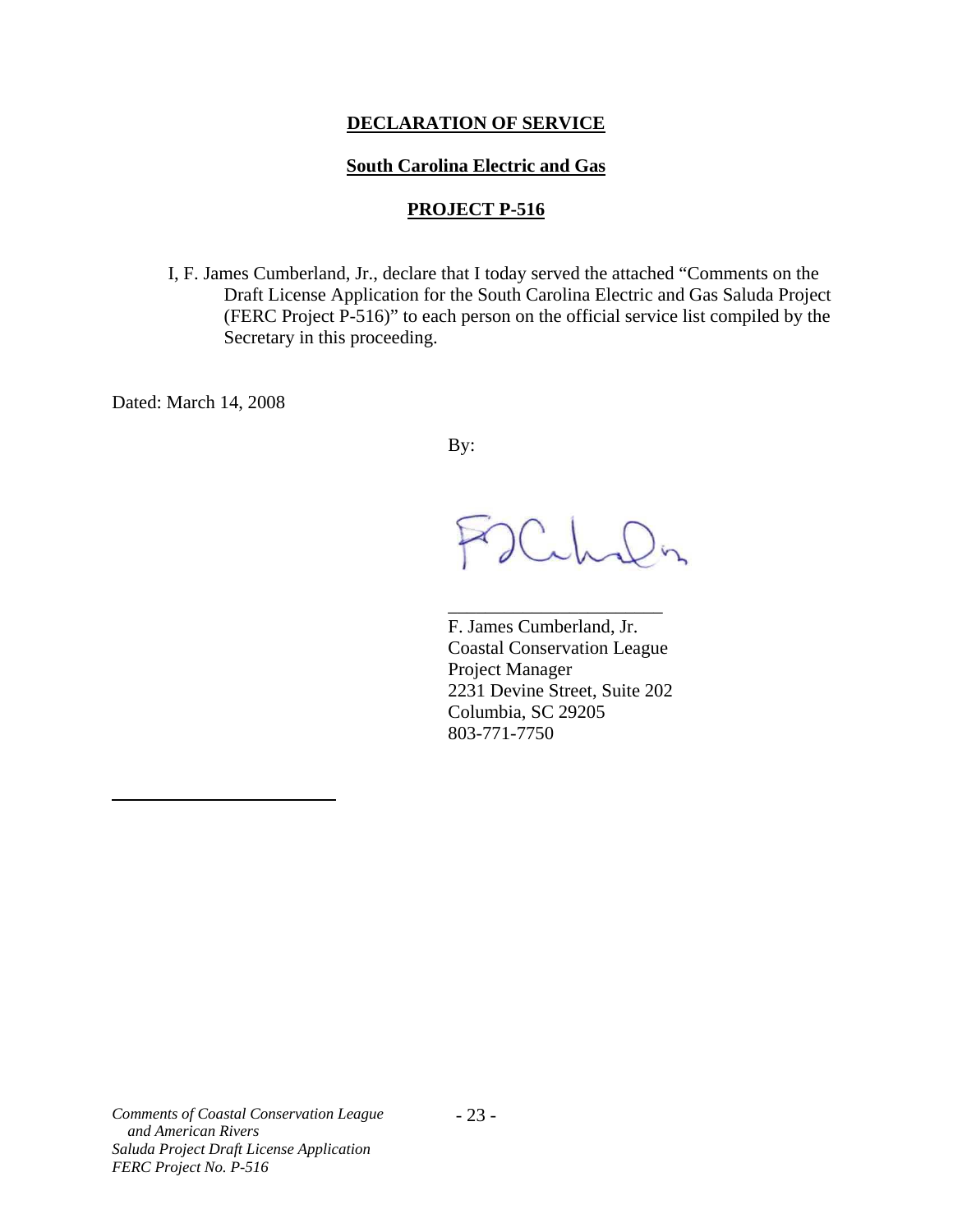**DECLARATION OF SERVICE**

**South Carolina Electric and Gas**

**PROJECT P-516**

I, F. James Cumberland, Jr., declare that I today served the attached "Comments on the Draft License Application for the South Carolina Electric and Gas Saluda Project (FERC Project P-516)" to each person on the official service list compiled by the Secretary in this proceeding.

Dated: March 14, 2008

By:

\_\_\_\_\_\_\_\_\_\_\_\_\_\_\_\_\_\_\_\_\_\_\_\_

F. James Cumberland, Jr.
Coastal Conservation League
Project Manager
2231 Devine Street, Suite 202
Columbia, SC 29205
803-771-7750